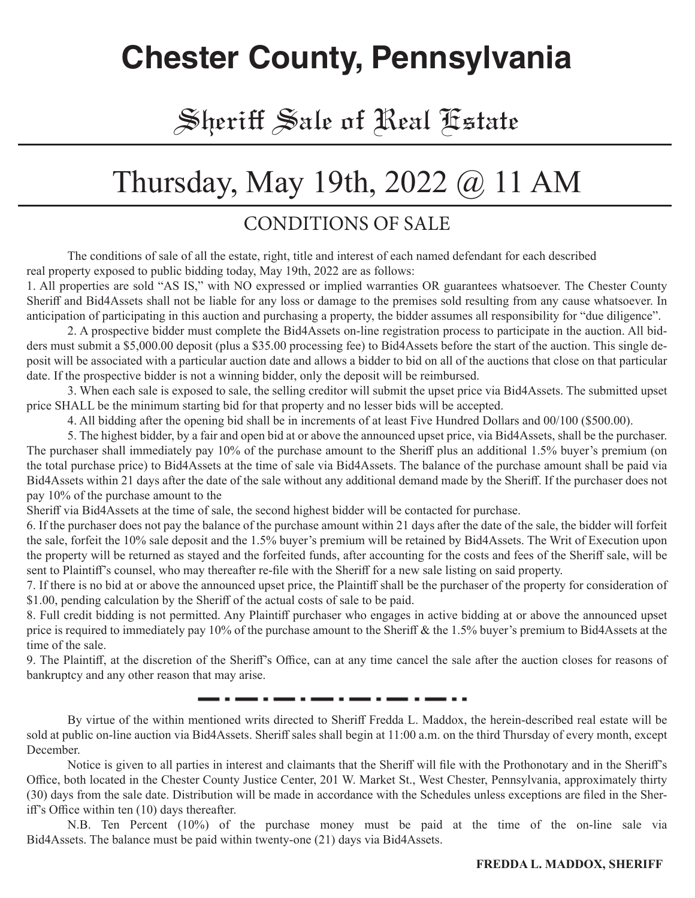# Chester County, Pennsylvania

## Sheriff Sale of Real Estate

# Thursday, May 19th, 2022 @ 11 AM

## CONDITIONS OF SALE

The conditions of sale of all the estate, right, title and interest of each named defendant for each described real property exposed to public bidding today, May 19th, 2022 are as follows:

1. All properties are sold "AS IS," with NO expressed or implied warranties OR guarantees whatsoever. The Chester County Sheriff and Bid4Assets shall not be liable for any loss or damage to the premises sold resulting from any cause whatsoever. In anticipation of participating in this auction and purchasing a property, the bidder assumes all responsibility for "due diligence".

2. A prospective bidder must complete the Bid4Assets on-line registration process to participate in the auction. All bidders must submit a $5,000.00 deposit (plus a $35.00 processing fee) to Bid4Assets before the start of the auction. This single deposit will be associated with a particular auction date and allows a bidder to bid on all of the auctions that close on that particular date. If the prospective bidder is not a winning bidder, only the deposit will be reimbursed.

3. When each sale is exposed to sale, the selling creditor will submit the upset price via Bid4Assets. The submitted upset price SHALL be the minimum starting bid for that property and no lesser bids will be accepted.

4. All bidding after the opening bid shall be in increments of at least Five Hundred Dollars and 00/100 ($500.00).

5. The highest bidder, by a fair and open bid at or above the announced upset price, via Bid4Assets, shall be the purchaser. The purchaser shall immediately pay 10% of the purchase amount to the Sheriff plus an additional 1.5% buyer's premium (on the total purchase price) to Bid4Assets at the time of sale via Bid4Assets. The balance of the purchase amount shall be paid via Bid4Assets within 21 days after the date of the sale without any additional demand made by the Sheriff. If the purchaser does not pay 10% of the purchase amount to the Sheriff via Bid4Assets at the time of sale, the second highest bidder will be contacted for purchase.

6. If the purchaser does not pay the balance of the purchase amount within 21 days after the date of the sale, the bidder will forfeit the sale, forfeit the 10% sale deposit and the 1.5% buyer's premium will be retained by Bid4Assets. The Writ of Execution upon the property will be returned as stayed and the forfeited funds, after accounting for the costs and fees of the Sheriff sale, will be sent to Plaintiff's counsel, who may thereafter re-file with the Sheriff for a new sale listing on said property.

7. If there is no bid at or above the announced upset price, the Plaintiff shall be the purchaser of the property for consideration of $1.00, pending calculation by the Sheriff of the actual costs of sale to be paid.

8. Full credit bidding is not permitted. Any Plaintiff purchaser who engages in active bidding at or above the announced upset price is required to immediately pay 10% of the purchase amount to the Sheriff & the 1.5% buyer's premium to Bid4Assets at the time of the sale.

9. The Plaintiff, at the discretion of the Sheriff's Office, can at any time cancel the sale after the auction closes for reasons of bankruptcy and any other reason that may arise.

---

By virtue of the within mentioned writs directed to Sheriff Fredda L. Maddox, the herein-described real estate will be sold at public on-line auction via Bid4Assets. Sheriff sales shall begin at 11:00 a.m. on the third Thursday of every month, except December.

Notice is given to all parties in interest and claimants that the Sheriff will file with the Prothonotary and in the Sheriff's Office, both located in the Chester County Justice Center, 201 W. Market St., West Chester, Pennsylvania, approximately thirty (30) days from the sale date. Distribution will be made in accordance with the Schedules unless exceptions are filed in the Sheriff's Office within ten (10) days thereafter.

N.B. Ten Percent (10%) of the purchase money must be paid at the time of the on-line sale via Bid4Assets. The balance must be paid within twenty-one (21) days via Bid4Assets.

**FREDDA L. MADDOX, SHERIFF**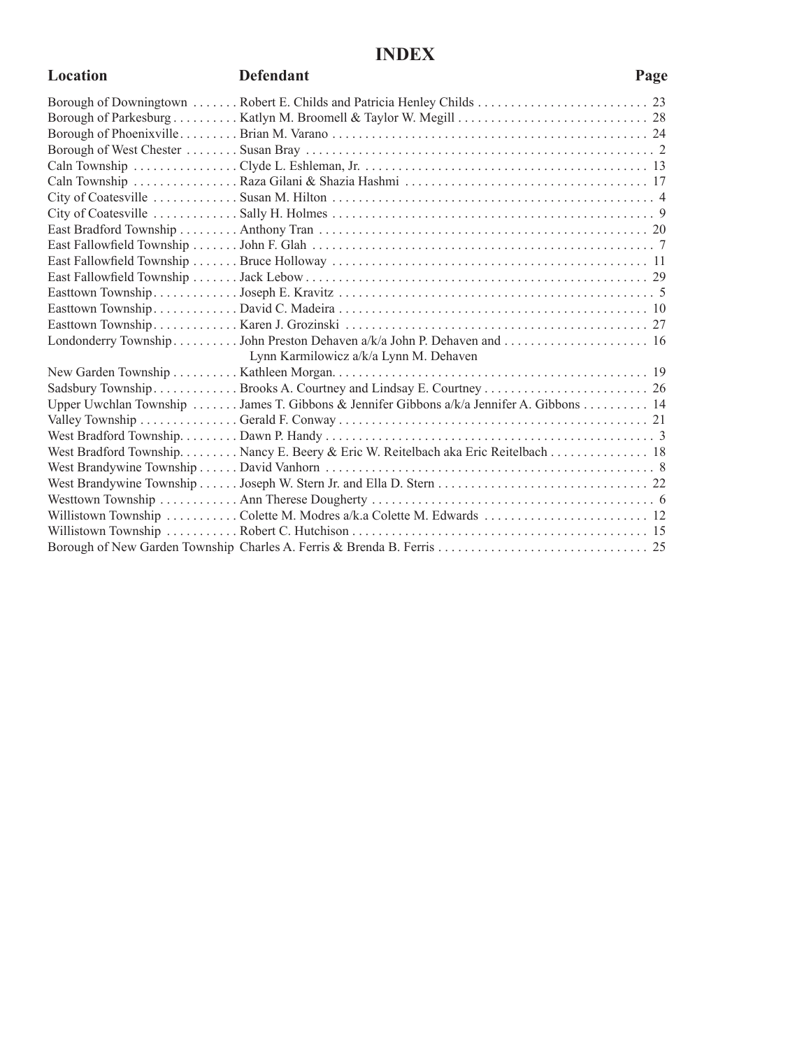# INDEX

| Location | Defendant | Page |
|---|---|---|
| Borough of Downingtown | Robert E. Childs and Patricia Henley Childs | 23 |
| Borough of Parkesburg | Katlyn M. Broomell & Taylor W. Megill | 28 |
| Borough of Phoenixville | Brian M. Varano | 24 |
| Borough of West Chester | Susan Bray | 2 |
| Caln Township | Clyde L. Eshleman, Jr. | 13 |
| Caln Township | Raza Gilani & Shazia Hashmi | 17 |
| City of Coatesville | Susan M. Hilton | 4 |
| City of Coatesville | Sally H. Holmes | 9 |
| East Bradford Township | Anthony Tran | 20 |
| East Fallowfield Township | John F. Glah | 7 |
| East Fallowfield Township | Bruce Holloway | 11 |
| East Fallowfield Township | Jack Lebow | 29 |
| Easttown Township | Joseph E. Kravitz | 5 |
| Easttown Township | David C. Madeira | 10 |
| Easttown Township | Karen J. Grozinski | 27 |
| Londonderry Township | John Preston Dehaven a/k/a John P. Dehaven and Lynn Karmilowicz a/k/a Lynn M. Dehaven | 16 |
| New Garden Township | Kathleen Morgan. | 19 |
| Sadsbury Township | Brooks A. Courtney and Lindsay E. Courtney | 26 |
| Upper Uwchlan Township | James T. Gibbons & Jennifer Gibbons a/k/a Jennifer A. Gibbons | 14 |
| Valley Township | Gerald F. Conway | 21 |
| West Bradford Township. | Dawn P. Handy | 3 |
| West Bradford Township. | Nancy E. Beery & Eric W. Reitelbach aka Eric Reitelbach | 18 |
| West Brandywine Township | David Vanhorn | 8 |
| West Brandywine Township | Joseph W. Stern Jr. and Ella D. Stern | 22 |
| Westtown Township | Ann Therese Dougherty | 6 |
| Willistown Township | Colette M. Modres a/k.a Colette M. Edwards | 12 |
| Willistown Township | Robert C. Hutchison | 15 |
| Borough of New Garden Township | Charles A. Ferris & Brenda B. Ferris | 25 |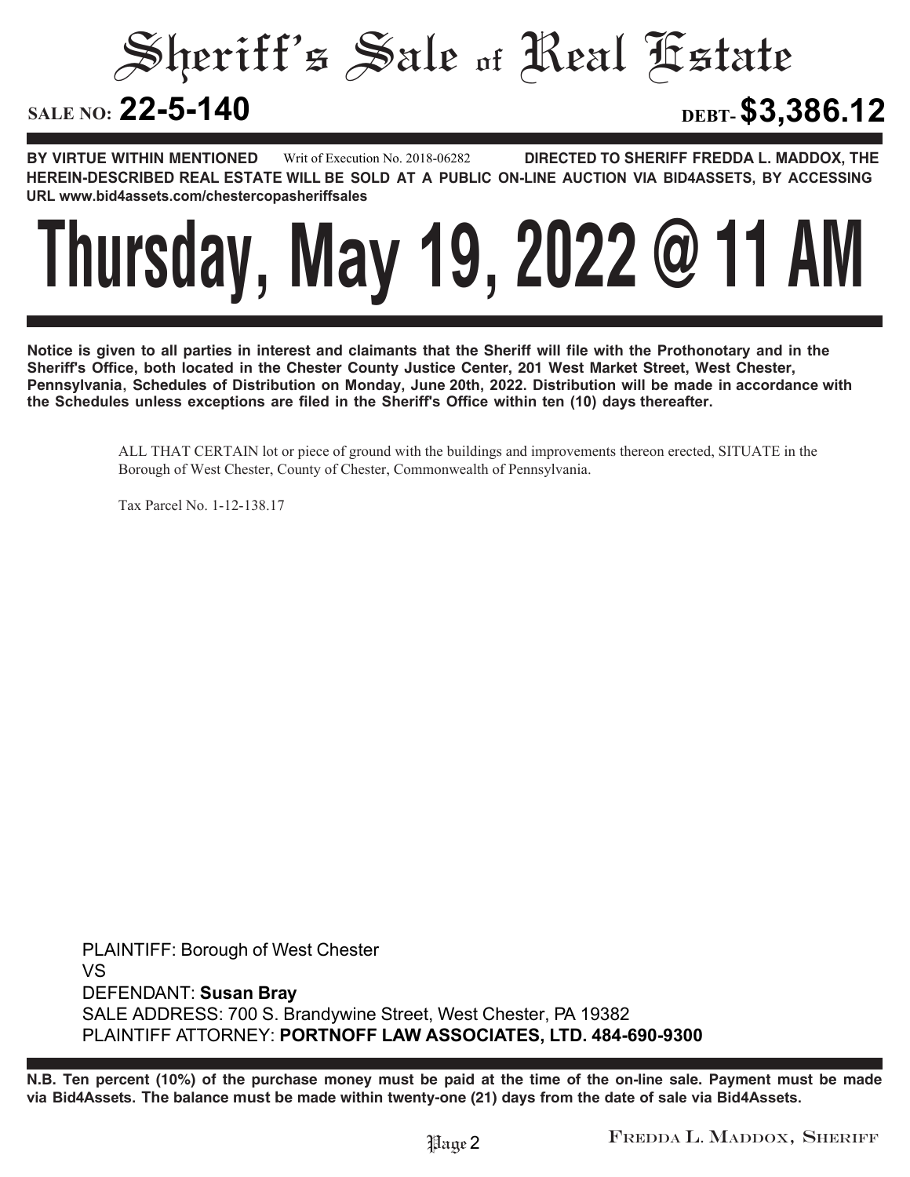# Sheriff's Sale of Real Estate

**SALE NO: 22-5-140** **DEBT- $3,386.12**

**BY VIRTUE WITHIN MENTIONED** Writ of Execution No. 2018-06282 **DIRECTED TO SHERIFF FREDDA L. MADDOX, THE HEREIN-DESCRIBED REAL ESTATE WILL BE SOLD AT A PUBLIC ON-LINE AUCTION VIA BID4ASSETS, BY ACCESSING URL www.bid4assets.com/chestercopasheriffsales**

# Thursday, May 19, 2022 @ 11 AM

**Notice is given to all parties in interest and claimants that the Sheriff will file with the Prothonotary and in the Sheriff's Office, both located in the Chester County Justice Center, 201 West Market Street, West Chester, Pennsylvania, Schedules of Distribution on Monday, June 20th, 2022. Distribution will be made in accordance with the Schedules unless exceptions are filed in the Sheriff's Office within ten (10) days thereafter.**

ALL THAT CERTAIN lot or piece of ground with the buildings and improvements thereon erected, SITUATE in the Borough of West Chester, County of Chester, Commonwealth of Pennsylvania.

Tax Parcel No. 1-12-138.17

PLAINTIFF: Borough of West Chester
VS
DEFENDANT: **Susan Bray**
SALE ADDRESS: 700 S. Brandywine Street, West Chester, PA 19382
PLAINTIFF ATTORNEY: **PORTNOFF LAW ASSOCIATES, LTD. 484-690-9300**

**N.B. Ten percent (10%) of the purchase money must be paid at the time of the on-line sale. Payment must be made via Bid4Assets. The balance must be made within twenty-one (21) days from the date of sale via Bid4Assets.**

FREDDA L. MADDOX, SHERIFF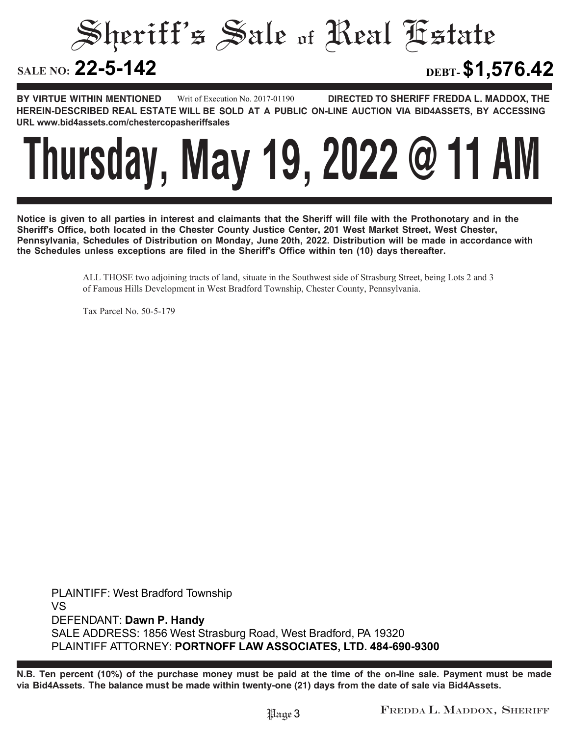# Sheriff's Sale of Real Estate

**SALE NO: 22-5-142** **DEBT- $1,576.42**

**BY VIRTUE WITHIN MENTIONED** Writ of Execution No. 2017-01190 **DIRECTED TO SHERIFF FREDDA L. MADDOX, THE HEREIN-DESCRIBED REAL ESTATE WILL BE SOLD AT A PUBLIC ON-LINE AUCTION VIA BID4ASSETS, BY ACCESSING URL www.bid4assets.com/chestercopasheriffsales**

# Thursday, May 19, 2022 @ 11 AM

**Notice is given to all parties in interest and claimants that the Sheriff will file with the Prothonotary and in the Sheriff's Office, both located in the Chester County Justice Center, 201 West Market Street, West Chester, Pennsylvania, Schedules of Distribution on Monday, June 20th, 2022. Distribution will be made in accordance with the Schedules unless exceptions are filed in the Sheriff's Office within ten (10) days thereafter.**

ALL THOSE two adjoining tracts of land, situate in the Southwest side of Strasburg Street, being Lots 2 and 3 of Famous Hills Development in West Bradford Township, Chester County, Pennsylvania.

Tax Parcel No. 50-5-179

PLAINTIFF: West Bradford Township
VS
DEFENDANT: **Dawn P. Handy**
SALE ADDRESS: 1856 West Strasburg Road, West Bradford, PA 19320
PLAINTIFF ATTORNEY: **PORTNOFF LAW ASSOCIATES, LTD. 484-690-9300**

**N.B. Ten percent (10%) of the purchase money must be paid at the time of the on-line sale. Payment must be made via Bid4Assets. The balance must be made within twenty-one (21) days from the date of sale via Bid4Assets.**

FREDDA L. MADDOX, SHERIFF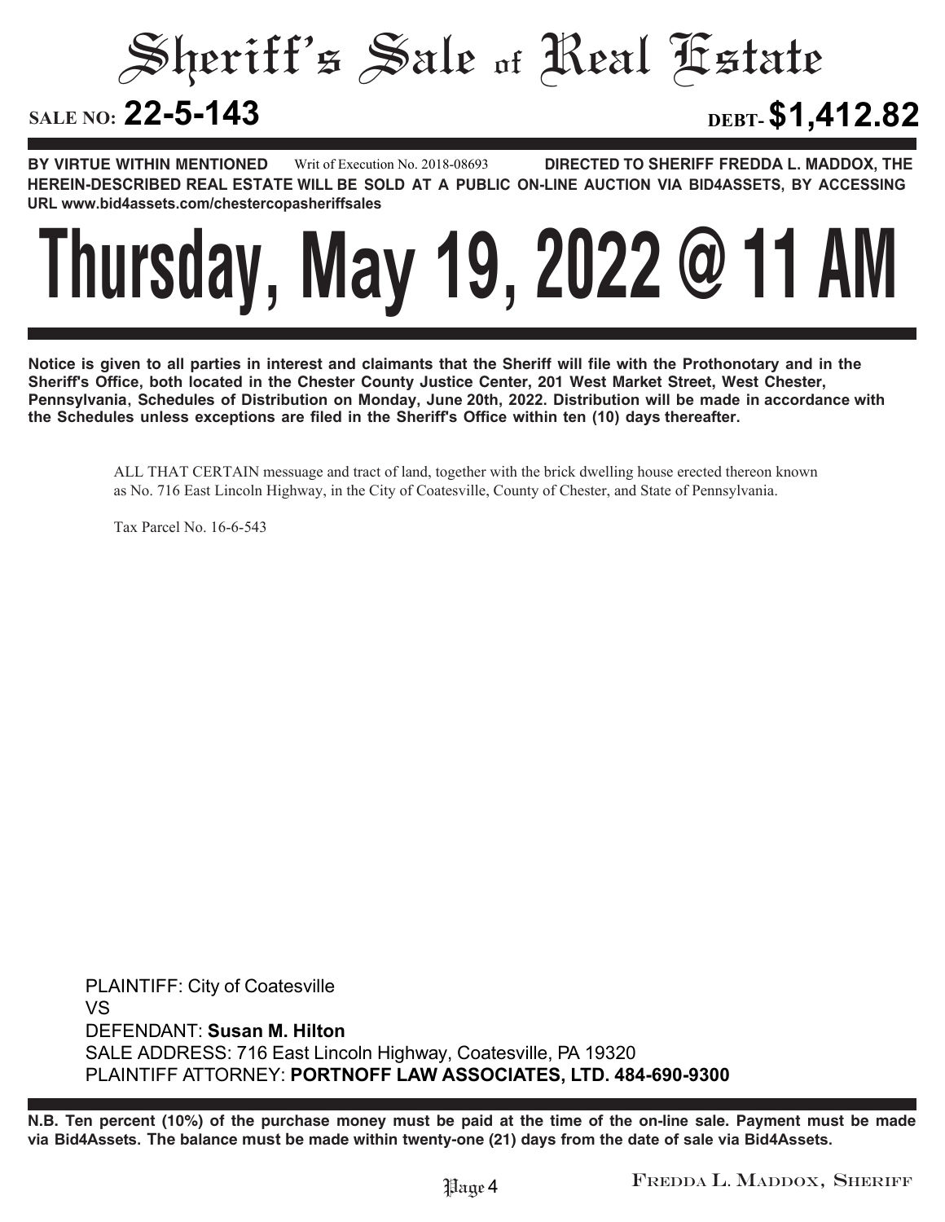# Sheriff's Sale of Real Estate

**SALE NO: 22-5-143** **DEBT- $1,412.82**

**BY VIRTUE WITHIN MENTIONED** Writ of Execution No. 2018-08693 **DIRECTED TO SHERIFF FREDDA L. MADDOX, THE HEREIN-DESCRIBED REAL ESTATE WILL BE SOLD AT A PUBLIC ON-LINE AUCTION VIA BID4ASSETS, BY ACCESSING URL www.bid4assets.com/chestercopasheriffsales**

# Thursday, May 19, 2022 @ 11 AM

**Notice is given to all parties in interest and claimants that the Sheriff will file with the Prothonotary and in the Sheriff's Office, both located in the Chester County Justice Center, 201 West Market Street, West Chester, Pennsylvania, Schedules of Distribution on Monday, June 20th, 2022. Distribution will be made in accordance with the Schedules unless exceptions are filed in the Sheriff's Office within ten (10) days thereafter.**

ALL THAT CERTAIN messuage and tract of land, together with the brick dwelling house erected thereon known as No. 716 East Lincoln Highway, in the City of Coatesville, County of Chester, and State of Pennsylvania.

Tax Parcel No. 16-6-543

PLAINTIFF: City of Coatesville
VS
DEFENDANT: **Susan M. Hilton**
SALE ADDRESS: 716 East Lincoln Highway, Coatesville, PA 19320
PLAINTIFF ATTORNEY: **PORTNOFF LAW ASSOCIATES, LTD. 484-690-9300**

**N.B. Ten percent (10%) of the purchase money must be paid at the time of the on-line sale. Payment must be made via Bid4Assets. The balance must be made within twenty-one (21) days from the date of sale via Bid4Assets.**

FREDDA L. MADDOX, SHERIFF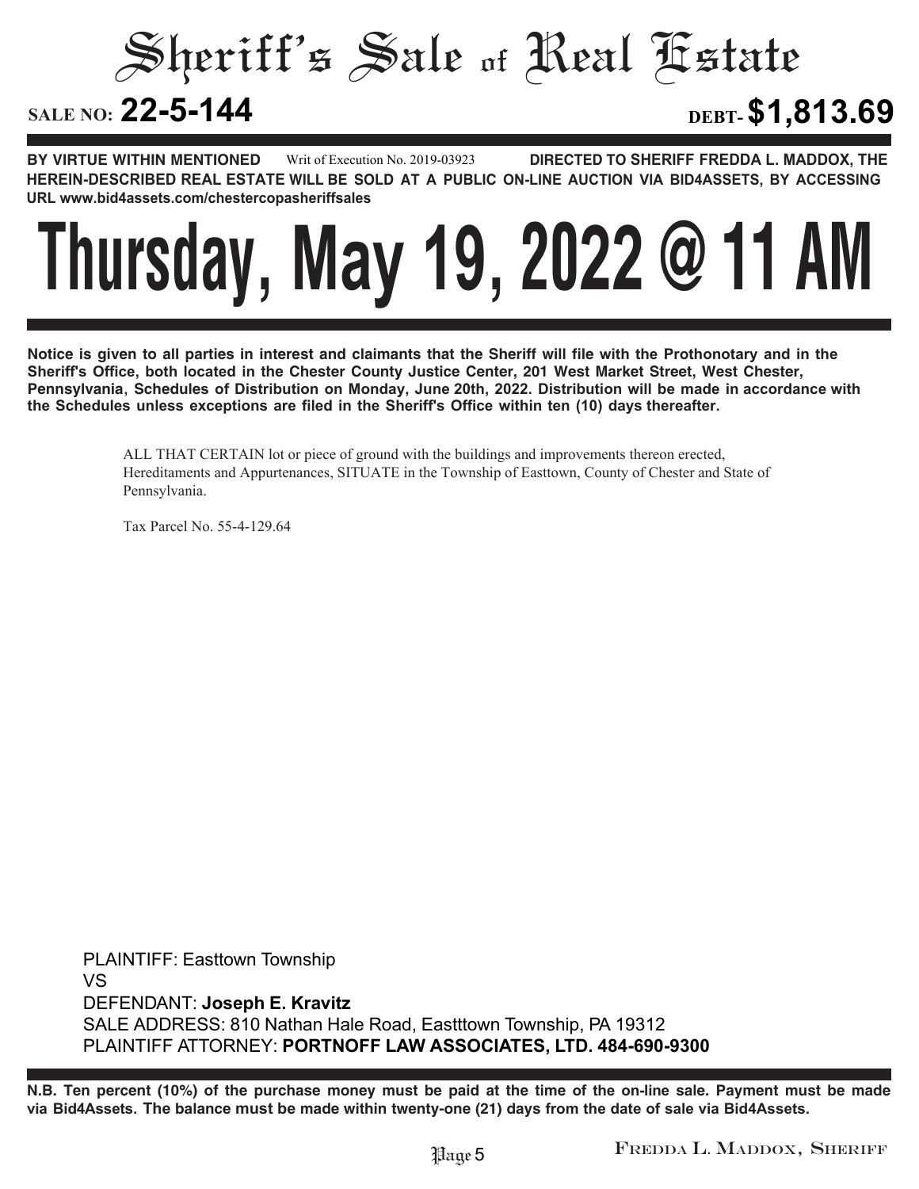# Sheriff's Sale of Real Estate

**SALE NO: 22-5-144** **DEBT- $1,813.69**

**BY VIRTUE WITHIN MENTIONED** Writ of Execution No. 2019-03923 **DIRECTED TO SHERIFF FREDDA L. MADDOX, THE HEREIN-DESCRIBED REAL ESTATE WILL BE SOLD AT A PUBLIC ON-LINE AUCTION VIA BID4ASSETS, BY ACCESSING URL www.bid4assets.com/chestercopasheriffsales**

# Thursday, May 19, 2022 @ 11 AM

**Notice is given to all parties in interest and claimants that the Sheriff will file with the Prothonotary and in the Sheriff's Office, both located in the Chester County Justice Center, 201 West Market Street, West Chester, Pennsylvania, Schedules of Distribution on Monday, June 20th, 2022. Distribution will be made in accordance with the Schedules unless exceptions are filed in the Sheriff's Office within ten (10) days thereafter.**

ALL THAT CERTAIN lot or piece of ground with the buildings and improvements thereon erected, Hereditaments and Appurtenances, SITUATE in the Township of Easttown, County of Chester and State of Pennsylvania.

Tax Parcel No. 55-4-129.64

PLAINTIFF: Easttown Township
VS
DEFENDANT: **Joseph E. Kravitz**
SALE ADDRESS: 810 Nathan Hale Road, Eastttown Township, PA 19312
PLAINTIFF ATTORNEY: **PORTNOFF LAW ASSOCIATES, LTD. 484-690-9300**

**N.B. Ten percent (10%) of the purchase money must be paid at the time of the on-line sale. Payment must be made via Bid4Assets. The balance must be made within twenty-one (21) days from the date of sale via Bid4Assets.**

FREDDA L. MADDOX, SHERIFF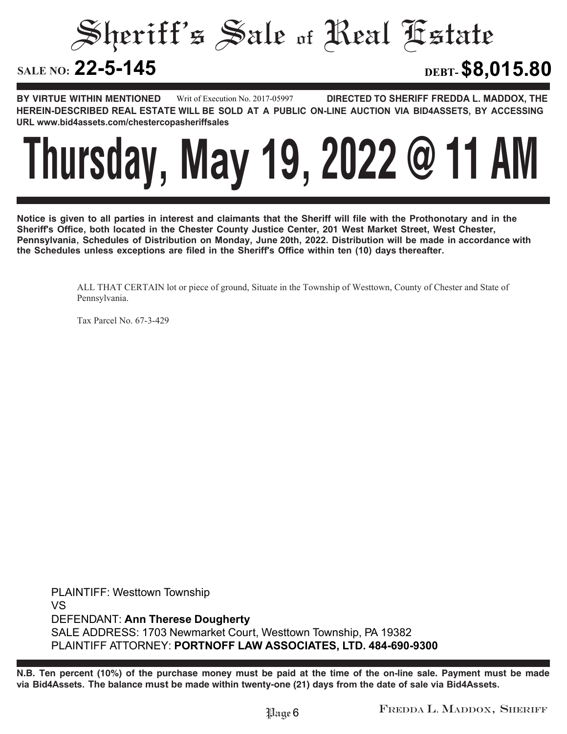# Sheriff's Sale of Real Estate

**SALE NO: 22-5-145** **DEBT- $8,015.80**

**BY VIRTUE WITHIN MENTIONED** Writ of Execution No. 2017-05997 **DIRECTED TO SHERIFF FREDDA L. MADDOX, THE HEREIN-DESCRIBED REAL ESTATE WILL BE SOLD AT A PUBLIC ON-LINE AUCTION VIA BID4ASSETS, BY ACCESSING URL www.bid4assets.com/chestercopasheriffsales**

# Thursday, May 19, 2022 @ 11 AM

**Notice is given to all parties in interest and claimants that the Sheriff will file with the Prothonotary and in the Sheriff's Office, both located in the Chester County Justice Center, 201 West Market Street, West Chester, Pennsylvania, Schedules of Distribution on Monday, June 20th, 2022. Distribution will be made in accordance with the Schedules unless exceptions are filed in the Sheriff's Office within ten (10) days thereafter.**

ALL THAT CERTAIN lot or piece of ground, Situate in the Township of Westtown, County of Chester and State of Pennsylvania.

Tax Parcel No. 67-3-429

PLAINTIFF: Westtown Township
VS
DEFENDANT: **Ann Therese Dougherty**
SALE ADDRESS: 1703 Newmarket Court, Westtown Township, PA 19382
PLAINTIFF ATTORNEY: **PORTNOFF LAW ASSOCIATES, LTD. 484-690-9300**

**N.B. Ten percent (10%) of the purchase money must be paid at the time of the on-line sale. Payment must be made via Bid4Assets. The balance must be made within twenty-one (21) days from the date of sale via Bid4Assets.**

FREDDA L. MADDOX, SHERIFF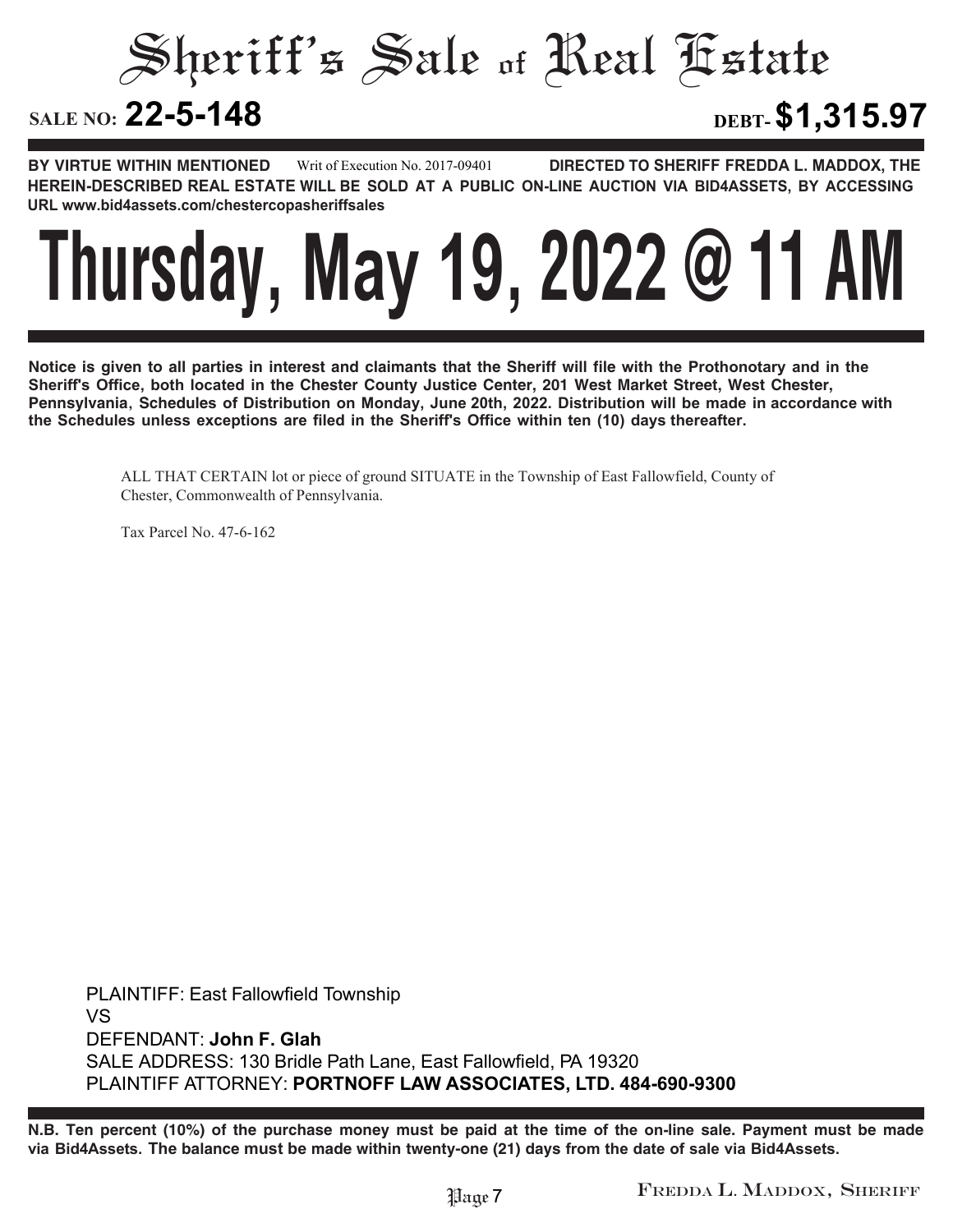# Sheriff's Sale of Real Estate

**SALE NO: 22-5-148** **DEBT- $1,315.97**

**BY VIRTUE WITHIN MENTIONED** Writ of Execution No. 2017-09401 **DIRECTED TO SHERIFF FREDDA L. MADDOX, THE HEREIN-DESCRIBED REAL ESTATE WILL BE SOLD AT A PUBLIC ON-LINE AUCTION VIA BID4ASSETS, BY ACCESSING URL www.bid4assets.com/chestercopasheriffsales**

# Thursday, May 19, 2022 @ 11 AM

**Notice is given to all parties in interest and claimants that the Sheriff will file with the Prothonotary and in the Sheriff's Office, both located in the Chester County Justice Center, 201 West Market Street, West Chester, Pennsylvania, Schedules of Distribution on Monday, June 20th, 2022. Distribution will be made in accordance with the Schedules unless exceptions are filed in the Sheriff's Office within ten (10) days thereafter.**

ALL THAT CERTAIN lot or piece of ground SITUATE in the Township of East Fallowfield, County of Chester, Commonwealth of Pennsylvania.

Tax Parcel No. 47-6-162

PLAINTIFF: East Fallowfield Township
VS
DEFENDANT: **John F. Glah**
SALE ADDRESS: 130 Bridle Path Lane, East Fallowfield, PA 19320
PLAINTIFF ATTORNEY: **PORTNOFF LAW ASSOCIATES, LTD. 484-690-9300**

**N.B. Ten percent (10%) of the purchase money must be paid at the time of the on-line sale. Payment must be made via Bid4Assets. The balance must be made within twenty-one (21) days from the date of sale via Bid4Assets.**

FREDDA L. MADDOX, SHERIFF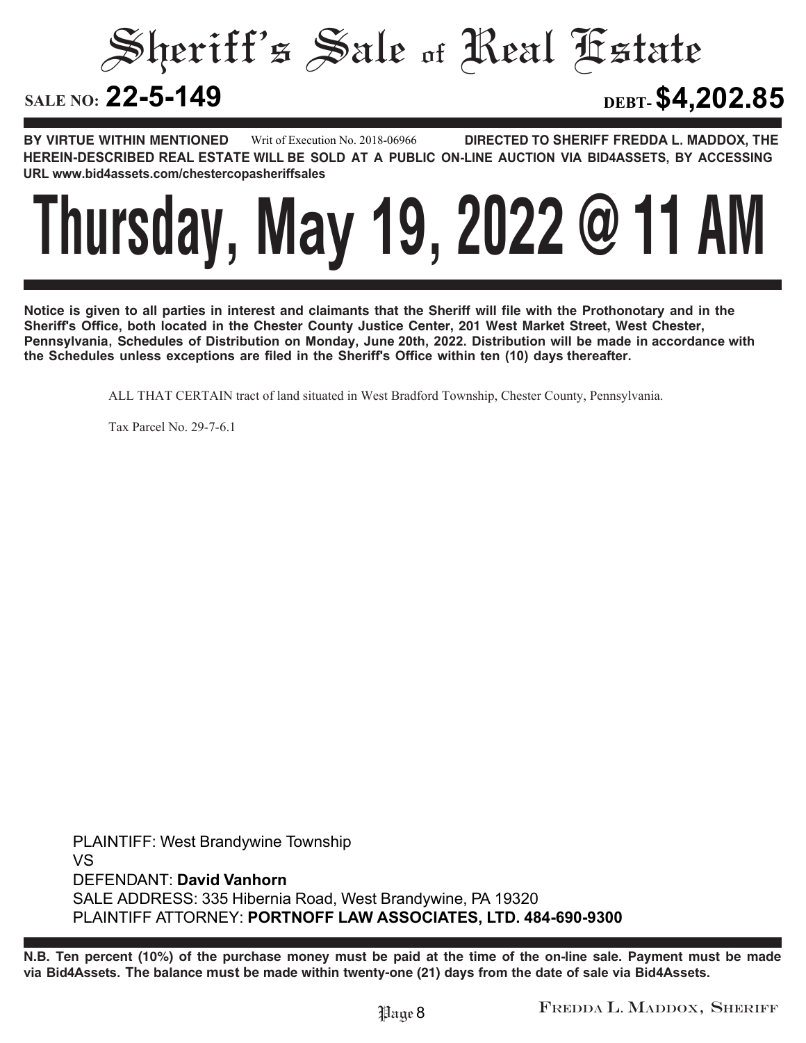# Sheriff's Sale of Real Estate

**SALE NO: 22-5-149** **DEBT- $4,202.85**

**BY VIRTUE WITHIN MENTIONED** Writ of Execution No. 2018-06966 **DIRECTED TO SHERIFF FREDDA L. MADDOX, THE HEREIN-DESCRIBED REAL ESTATE WILL BE SOLD AT A PUBLIC ON-LINE AUCTION VIA BID4ASSETS, BY ACCESSING URL www.bid4assets.com/chestercopasheriffsales**

# Thursday, May 19, 2022 @ 11 AM

**Notice is given to all parties in interest and claimants that the Sheriff will file with the Prothonotary and in the Sheriff's Office, both located in the Chester County Justice Center, 201 West Market Street, West Chester, Pennsylvania, Schedules of Distribution on Monday, June 20th, 2022. Distribution will be made in accordance with the Schedules unless exceptions are filed in the Sheriff's Office within ten (10) days thereafter.**

ALL THAT CERTAIN tract of land situated in West Bradford Township, Chester County, Pennsylvania.

Tax Parcel No. 29-7-6.1

PLAINTIFF: West Brandywine Township
VS
DEFENDANT: **David Vanhorn**
SALE ADDRESS: 335 Hibernia Road, West Brandywine, PA 19320
PLAINTIFF ATTORNEY: **PORTNOFF LAW ASSOCIATES, LTD. 484-690-9300**

**N.B. Ten percent (10%) of the purchase money must be paid at the time of the on-line sale. Payment must be made via Bid4Assets. The balance must be made within twenty-one (21) days from the date of sale via Bid4Assets.**

FREDDA L. MADDOX, SHERIFF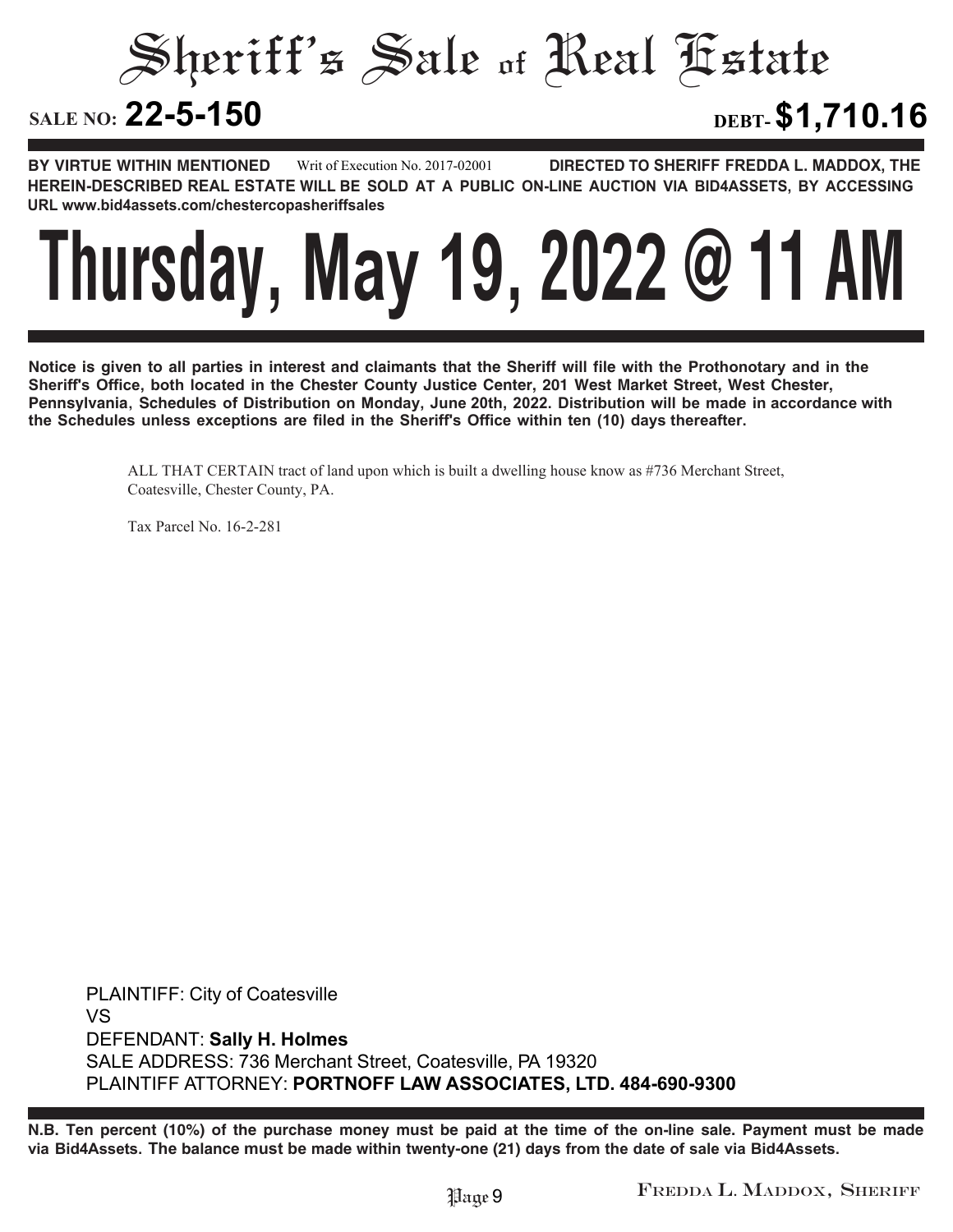# Sheriff's Sale of Real Estate

**SALE NO: 22-5-150** **DEBT- $1,710.16**

**BY VIRTUE WITHIN MENTIONED** Writ of Execution No. 2017-02001 **DIRECTED TO SHERIFF FREDDA L. MADDOX, THE HEREIN-DESCRIBED REAL ESTATE WILL BE SOLD AT A PUBLIC ON-LINE AUCTION VIA BID4ASSETS, BY ACCESSING URL www.bid4assets.com/chestercopasheriffsales**

# Thursday, May 19, 2022 @ 11 AM

**Notice is given to all parties in interest and claimants that the Sheriff will file with the Prothonotary and in the Sheriff's Office, both located in the Chester County Justice Center, 201 West Market Street, West Chester, Pennsylvania, Schedules of Distribution on Monday, June 20th, 2022. Distribution will be made in accordance with the Schedules unless exceptions are filed in the Sheriff's Office within ten (10) days thereafter.**

ALL THAT CERTAIN tract of land upon which is built a dwelling house know as #736 Merchant Street, Coatesville, Chester County, PA.

Tax Parcel No. 16-2-281

PLAINTIFF: City of Coatesville
VS
DEFENDANT: **Sally H. Holmes**
SALE ADDRESS: 736 Merchant Street, Coatesville, PA 19320
PLAINTIFF ATTORNEY: **PORTNOFF LAW ASSOCIATES, LTD. 484-690-9300**

**N.B. Ten percent (10%) of the purchase money must be paid at the time of the on-line sale. Payment must be made via Bid4Assets. The balance must be made within twenty-one (21) days from the date of sale via Bid4Assets.**

FREDDA L. MADDOX, SHERIFF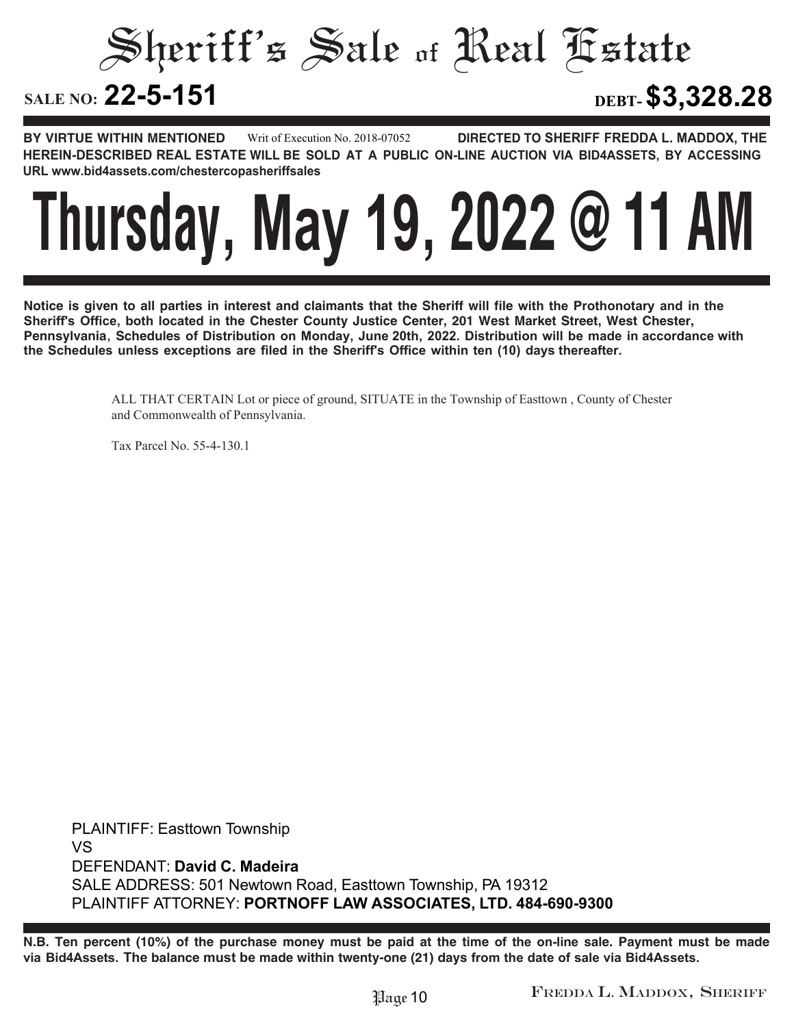# Sheriff's Sale of Real Estate

**SALE NO: 22-5-151** **DEBT- $3,328.28**

**BY VIRTUE WITHIN MENTIONED** Writ of Execution No. 2018-07052 **DIRECTED TO SHERIFF FREDDA L. MADDOX, THE HEREIN-DESCRIBED REAL ESTATE WILL BE SOLD AT A PUBLIC ON-LINE AUCTION VIA BID4ASSETS, BY ACCESSING URL www.bid4assets.com/chestercopasheriffsales**

# Thursday, May 19, 2022 @ 11 AM

**Notice is given to all parties in interest and claimants that the Sheriff will file with the Prothonotary and in the Sheriff's Office, both located in the Chester County Justice Center, 201 West Market Street, West Chester, Pennsylvania, Schedules of Distribution on Monday, June 20th, 2022. Distribution will be made in accordance with the Schedules unless exceptions are filed in the Sheriff's Office within ten (10) days thereafter.**

ALL THAT CERTAIN Lot or piece of ground, SITUATE in the Township of Easttown , County of Chester and Commonwealth of Pennsylvania.

Tax Parcel No. 55-4-130.1

PLAINTIFF: Easttown Township
VS
DEFENDANT: **David C. Madeira**
SALE ADDRESS: 501 Newtown Road, Easttown Township, PA 19312
PLAINTIFF ATTORNEY: **PORTNOFF LAW ASSOCIATES, LTD. 484-690-9300**

**N.B. Ten percent (10%) of the purchase money must be paid at the time of the on-line sale. Payment must be made via Bid4Assets. The balance must be made within twenty-one (21) days from the date of sale via Bid4Assets.**

FREDDA L. MADDOX, SHERIFF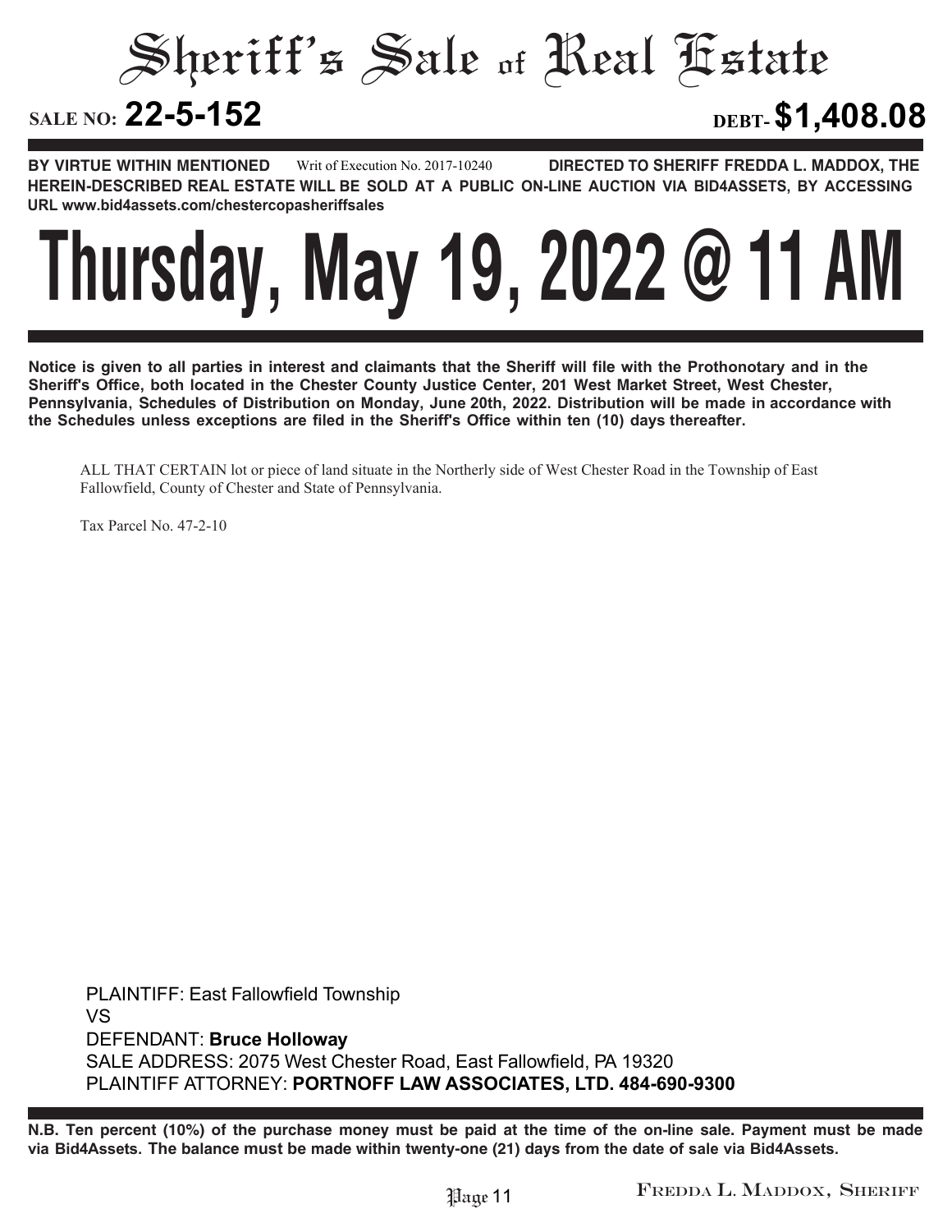# Sheriff's Sale of Real Estate

**SALE NO: 22-5-152** **DEBT- $1,408.08**

**BY VIRTUE WITHIN MENTIONED** Writ of Execution No. 2017-10240 **DIRECTED TO SHERIFF FREDDA L. MADDOX, THE HEREIN-DESCRIBED REAL ESTATE WILL BE SOLD AT A PUBLIC ON-LINE AUCTION VIA BID4ASSETS, BY ACCESSING URL www.bid4assets.com/chestercopasheriffsales**

# Thursday, May 19, 2022 @ 11 AM

**Notice is given to all parties in interest and claimants that the Sheriff will file with the Prothonotary and in the Sheriff's Office, both located in the Chester County Justice Center, 201 West Market Street, West Chester, Pennsylvania, Schedules of Distribution on Monday, June 20th, 2022. Distribution will be made in accordance with the Schedules unless exceptions are filed in the Sheriff's Office within ten (10) days thereafter.**

ALL THAT CERTAIN lot or piece of land situate in the Northerly side of West Chester Road in the Township of East Fallowfield, County of Chester and State of Pennsylvania.

Tax Parcel No. 47-2-10

PLAINTIFF: East Fallowfield Township
VS
DEFENDANT: **Bruce Holloway**
SALE ADDRESS: 2075 West Chester Road, East Fallowfield, PA 19320
PLAINTIFF ATTORNEY: **PORTNOFF LAW ASSOCIATES, LTD. 484-690-9300**

**N.B. Ten percent (10%) of the purchase money must be paid at the time of the on-line sale. Payment must be made via Bid4Assets. The balance must be made within twenty-one (21) days from the date of sale via Bid4Assets.**

Fredda L. Maddox, Sheriff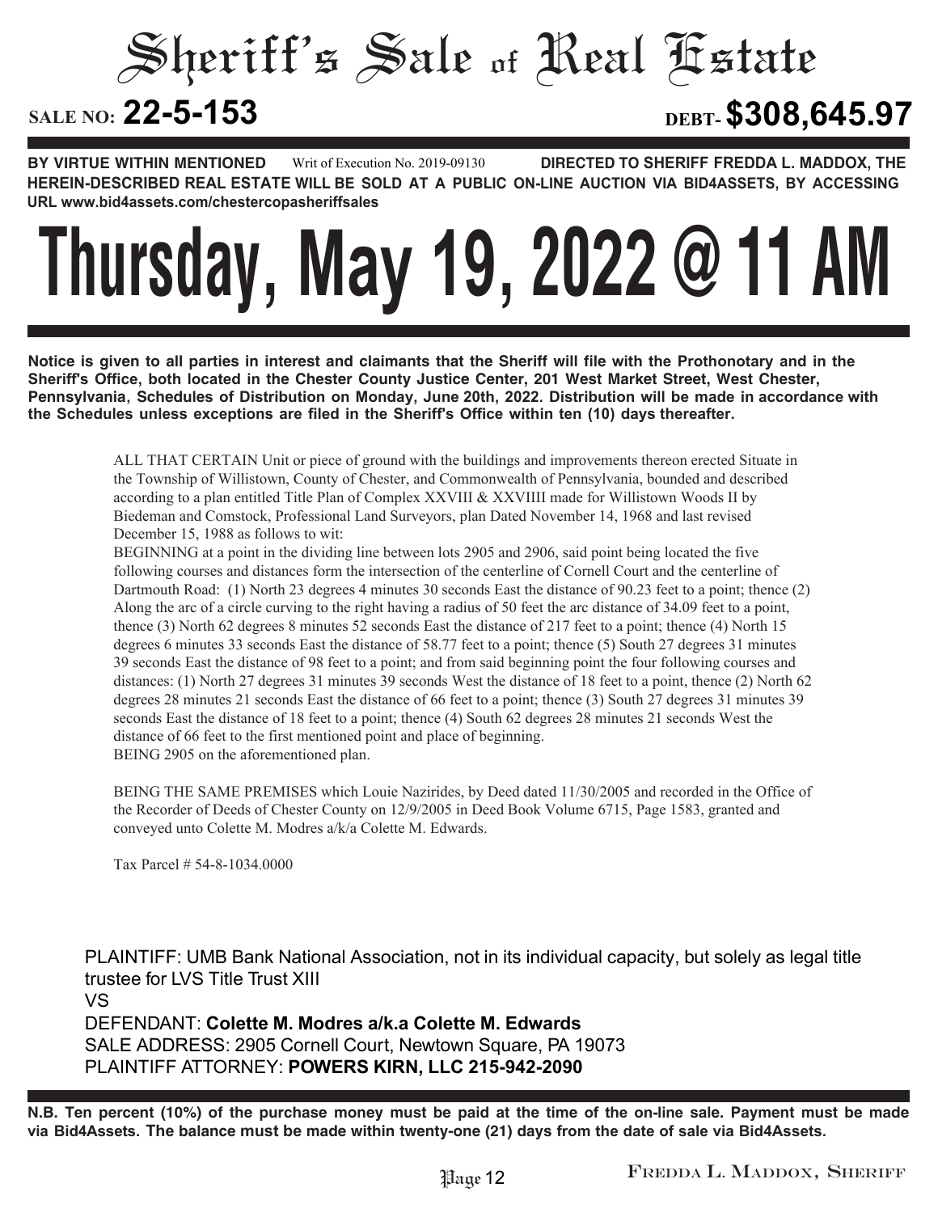# Sheriff's Sale of Real Estate

**SALE NO: 22-5-153** **DEBT- $308,645.97**

**BY VIRTUE WITHIN MENTIONED** Writ of Execution No. 2019-09130 **DIRECTED TO SHERIFF FREDDA L. MADDOX, THE HEREIN-DESCRIBED REAL ESTATE WILL BE SOLD AT A PUBLIC ON-LINE AUCTION VIA BID4ASSETS, BY ACCESSING URL www.bid4assets.com/chestercopasheriffsales**

# Thursday, May 19, 2022 @ 11 AM

**Notice is given to all parties in interest and claimants that the Sheriff will file with the Prothonotary and in the Sheriff's Office, both located in the Chester County Justice Center, 201 West Market Street, West Chester, Pennsylvania, Schedules of Distribution on Monday, June 20th, 2022. Distribution will be made in accordance with the Schedules unless exceptions are filed in the Sheriff's Office within ten (10) days thereafter.**

ALL THAT CERTAIN Unit or piece of ground with the buildings and improvements thereon erected Situate in the Township of Willistown, County of Chester, and Commonwealth of Pennsylvania, bounded and described according to a plan entitled Title Plan of Complex XXVIII & XXVIIII made for Willistown Woods II by Biedeman and Comstock, Professional Land Surveyors, plan Dated November 14, 1968 and last revised December 15, 1988 as follows to wit:

BEGINNING at a point in the dividing line between lots 2905 and 2906, said point being located the five following courses and distances form the intersection of the centerline of Cornell Court and the centerline of Dartmouth Road: (1) North 23 degrees 4 minutes 30 seconds East the distance of 90.23 feet to a point; thence (2) Along the arc of a circle curving to the right having a radius of 50 feet the arc distance of 34.09 feet to a point, thence (3) North 62 degrees 8 minutes 52 seconds East the distance of 217 feet to a point; thence (4) North 15 degrees 6 minutes 33 seconds East the distance of 58.77 feet to a point; thence (5) South 27 degrees 31 minutes 39 seconds East the distance of 98 feet to a point; and from said beginning point the four following courses and distances: (1) North 27 degrees 31 minutes 39 seconds West the distance of 18 feet to a point, thence (2) North 62 degrees 28 minutes 21 seconds East the distance of 66 feet to a point; thence (3) South 27 degrees 31 minutes 39 seconds East the distance of 18 feet to a point; thence (4) South 62 degrees 28 minutes 21 seconds West the distance of 66 feet to the first mentioned point and place of beginning.

BEING 2905 on the aforementioned plan.

BEING THE SAME PREMISES which Louie Nazirides, by Deed dated 11/30/2005 and recorded in the Office of the Recorder of Deeds of Chester County on 12/9/2005 in Deed Book Volume 6715, Page 1583, granted and conveyed unto Colette M. Modres a/k/a Colette M. Edwards.

Tax Parcel # 54-8-1034.0000

PLAINTIFF: UMB Bank National Association, not in its individual capacity, but solely as legal title trustee for LVS Title Trust XIII

VS

DEFENDANT: **Colette M. Modres a/k.a Colette M. Edwards**

SALE ADDRESS: 2905 Cornell Court, Newtown Square, PA 19073

PLAINTIFF ATTORNEY: **POWERS KIRN, LLC 215-942-2090**

**N.B. Ten percent (10%) of the purchase money must be paid at the time of the on-line sale. Payment must be made via Bid4Assets. The balance must be made within twenty-one (21) days from the date of sale via Bid4Assets.**

FREDDA L. MADDOX, SHERIFF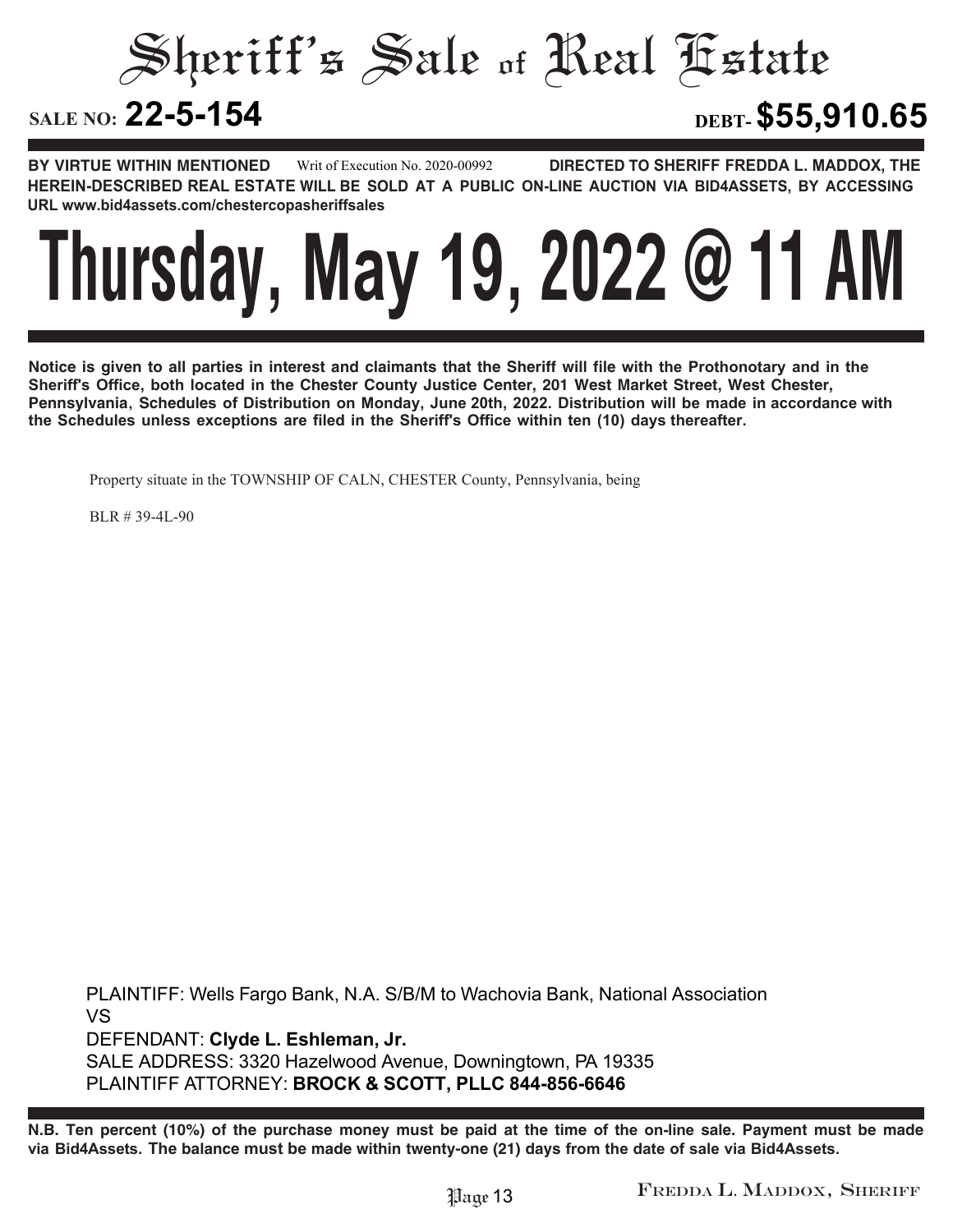# Sheriff's Sale of Real Estate

**SALE NO: 22-5-154** **DEBT- $55,910.65**

**BY VIRTUE WITHIN MENTIONED** Writ of Execution No. 2020-00992 **DIRECTED TO SHERIFF FREDDA L. MADDOX, THE HEREIN-DESCRIBED REAL ESTATE WILL BE SOLD AT A PUBLIC ON-LINE AUCTION VIA BID4ASSETS, BY ACCESSING URL www.bid4assets.com/chestercopasheriffsales**

# Thursday, May 19, 2022 @ 11 AM

**Notice is given to all parties in interest and claimants that the Sheriff will file with the Prothonotary and in the Sheriff's Office, both located in the Chester County Justice Center, 201 West Market Street, West Chester, Pennsylvania, Schedules of Distribution on Monday, June 20th, 2022. Distribution will be made in accordance with the Schedules unless exceptions are filed in the Sheriff's Office within ten (10) days thereafter.**

Property situate in the TOWNSHIP OF CALN, CHESTER County, Pennsylvania, being

BLR # 39-4L-90

PLAINTIFF: Wells Fargo Bank, N.A. S/B/M to Wachovia Bank, National Association
VS
DEFENDANT: **Clyde L. Eshleman, Jr.**
SALE ADDRESS: 3320 Hazelwood Avenue, Downingtown, PA 19335
PLAINTIFF ATTORNEY: **BROCK & SCOTT, PLLC 844-856-6646**

**N.B. Ten percent (10%) of the purchase money must be paid at the time of the on-line sale. Payment must be made via Bid4Assets. The balance must be made within twenty-one (21) days from the date of sale via Bid4Assets.**

FREDDA L. MADDOX, SHERIFF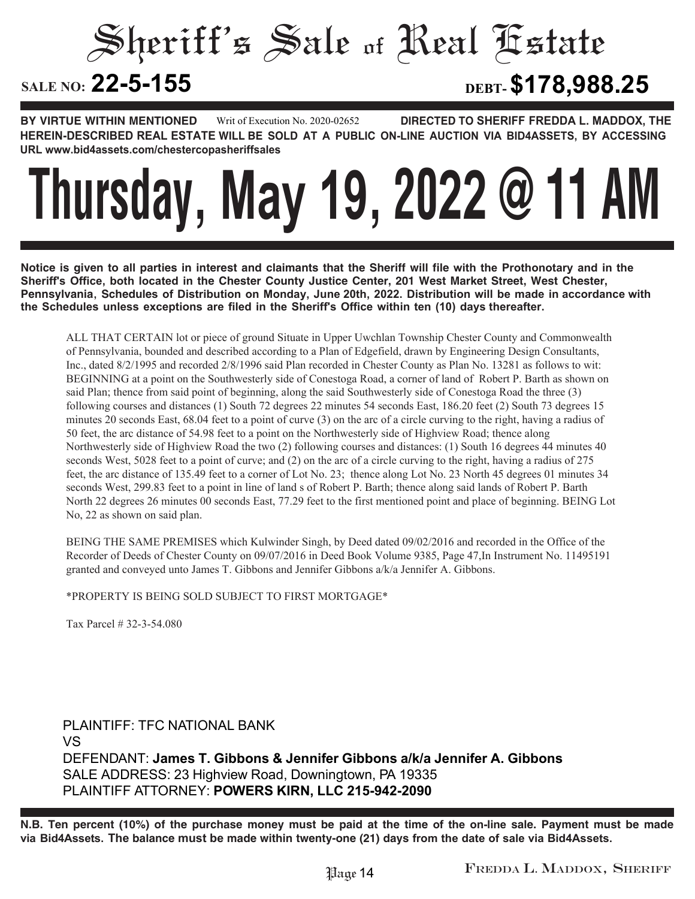# Sheriff's Sale of Real Estate

**SALE NO: 22-5-155** **DEBT- $178,988.25**

**BY VIRTUE WITHIN MENTIONED** Writ of Execution No. 2020-02652 **DIRECTED TO SHERIFF FREDDA L. MADDOX, THE HEREIN-DESCRIBED REAL ESTATE WILL BE SOLD AT A PUBLIC ON-LINE AUCTION VIA BID4ASSETS, BY ACCESSING URL www.bid4assets.com/chestercopasheriffsales**

# Thursday, May 19, 2022 @ 11 AM

**Notice is given to all parties in interest and claimants that the Sheriff will file with the Prothonotary and in the Sheriff's Office, both located in the Chester County Justice Center, 201 West Market Street, West Chester, Pennsylvania, Schedules of Distribution on Monday, June 20th, 2022. Distribution will be made in accordance with the Schedules unless exceptions are filed in the Sheriff's Office within ten (10) days thereafter.**

ALL THAT CERTAIN lot or piece of ground Situate in Upper Uwchlan Township Chester County and Commonwealth of Pennsylvania, bounded and described according to a Plan of Edgefield, drawn by Engineering Design Consultants, Inc., dated 8/2/1995 and recorded 2/8/1996 said Plan recorded in Chester County as Plan No. 13281 as follows to wit: BEGINNING at a point on the Southwesterly side of Conestoga Road, a corner of land of Robert P. Barth as shown on said Plan; thence from said point of beginning, along the said Southwesterly side of Conestoga Road the three (3) following courses and distances (1) South 72 degrees 22 minutes 54 seconds East, 186.20 feet (2) South 73 degrees 15 minutes 20 seconds East, 68.04 feet to a point of curve (3) on the arc of a circle curving to the right, having a radius of 50 feet, the arc distance of 54.98 feet to a point on the Northwesterly side of Highview Road; thence along Northwesterly side of Highview Road the two (2) following courses and distances: (1) South 16 degrees 44 minutes 40 seconds West, 5028 feet to a point of curve; and (2) on the arc of a circle curving to the right, having a radius of 275 feet, the arc distance of 135.49 feet to a corner of Lot No. 23; thence along Lot No. 23 North 45 degrees 01 minutes 34 seconds West, 299.83 feet to a point in line of land s of Robert P. Barth; thence along said lands of Robert P. Barth North 22 degrees 26 minutes 00 seconds East, 77.29 feet to the first mentioned point and place of beginning. BEING Lot No, 22 as shown on said plan.

BEING THE SAME PREMISES which Kulwinder Singh, by Deed dated 09/02/2016 and recorded in the Office of the Recorder of Deeds of Chester County on 09/07/2016 in Deed Book Volume 9385, Page 47,In Instrument No. 11495191 granted and conveyed unto James T. Gibbons and Jennifer Gibbons a/k/a Jennifer A. Gibbons.

*PROPERTY IS BEING SOLD SUBJECT TO FIRST MORTGAGE*

Tax Parcel # 32-3-54.080

PLAINTIFF: TFC NATIONAL BANK
VS
DEFENDANT: **James T. Gibbons & Jennifer Gibbons a/k/a Jennifer A. Gibbons**
SALE ADDRESS: 23 Highview Road, Downingtown, PA 19335
PLAINTIFF ATTORNEY: **POWERS KIRN, LLC 215-942-2090**

**N.B. Ten percent (10%) of the purchase money must be paid at the time of the on-line sale. Payment must be made via Bid4Assets. The balance must be made within twenty-one (21) days from the date of sale via Bid4Assets.**

FREDDA L. MADDOX, SHERIFF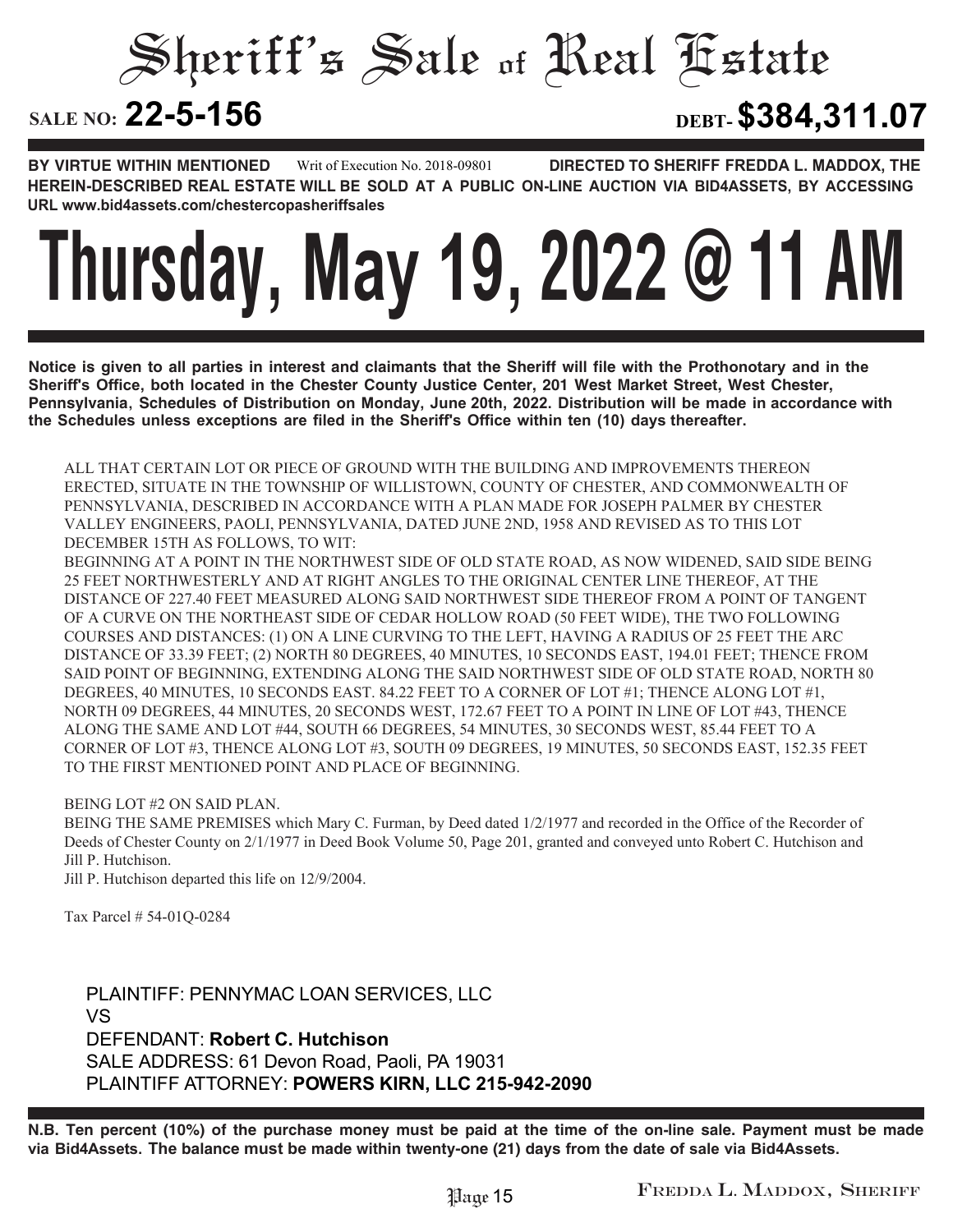# Sheriff's Sale of Real Estate

**SALE NO: 22-5-156** **DEBT- $384,311.07**

**BY VIRTUE WITHIN MENTIONED** Writ of Execution No. 2018-09801 **DIRECTED TO SHERIFF FREDDA L. MADDOX, THE HEREIN-DESCRIBED REAL ESTATE WILL BE SOLD AT A PUBLIC ON-LINE AUCTION VIA BID4ASSETS, BY ACCESSING URL www.bid4assets.com/chestercopasheriffsales**

# Thursday, May 19, 2022 @ 11 AM

**Notice is given to all parties in interest and claimants that the Sheriff will file with the Prothonotary and in the Sheriff's Office, both located in the Chester County Justice Center, 201 West Market Street, West Chester, Pennsylvania, Schedules of Distribution on Monday, June 20th, 2022. Distribution will be made in accordance with the Schedules unless exceptions are filed in the Sheriff's Office within ten (10) days thereafter.**

ALL THAT CERTAIN LOT OR PIECE OF GROUND WITH THE BUILDING AND IMPROVEMENTS THEREON ERECTED, SITUATE IN THE TOWNSHIP OF WILLISTOWN, COUNTY OF CHESTER, AND COMMONWEALTH OF PENNSYLVANIA, DESCRIBED IN ACCORDANCE WITH A PLAN MADE FOR JOSEPH PALMER BY CHESTER VALLEY ENGINEERS, PAOLI, PENNSYLVANIA, DATED JUNE 2ND, 1958 AND REVISED AS TO THIS LOT DECEMBER 15TH AS FOLLOWS, TO WIT:

BEGINNING AT A POINT IN THE NORTHWEST SIDE OF OLD STATE ROAD, AS NOW WIDENED, SAID SIDE BEING 25 FEET NORTHWESTERLY AND AT RIGHT ANGLES TO THE ORIGINAL CENTER LINE THEREOF, AT THE DISTANCE OF 227.40 FEET MEASURED ALONG SAID NORTHWEST SIDE THEREOF FROM A POINT OF TANGENT OF A CURVE ON THE NORTHEAST SIDE OF CEDAR HOLLOW ROAD (50 FEET WIDE), THE TWO FOLLOWING COURSES AND DISTANCES: (1) ON A LINE CURVING TO THE LEFT, HAVING A RADIUS OF 25 FEET THE ARC DISTANCE OF 33.39 FEET; (2) NORTH 80 DEGREES, 40 MINUTES, 10 SECONDS EAST, 194.01 FEET; THENCE FROM SAID POINT OF BEGINNING, EXTENDING ALONG THE SAID NORTHWEST SIDE OF OLD STATE ROAD, NORTH 80 DEGREES, 40 MINUTES, 10 SECONDS EAST. 84.22 FEET TO A CORNER OF LOT #1; THENCE ALONG LOT #1, NORTH 09 DEGREES, 44 MINUTES, 20 SECONDS WEST, 172.67 FEET TO A POINT IN LINE OF LOT #43, THENCE ALONG THE SAME AND LOT #44, SOUTH 66 DEGREES, 54 MINUTES, 30 SECONDS WEST, 85.44 FEET TO A CORNER OF LOT #3, THENCE ALONG LOT #3, SOUTH 09 DEGREES, 19 MINUTES, 50 SECONDS EAST, 152.35 FEET TO THE FIRST MENTIONED POINT AND PLACE OF BEGINNING.

BEING LOT #2 ON SAID PLAN.

BEING THE SAME PREMISES which Mary C. Furman, by Deed dated 1/2/1977 and recorded in the Office of the Recorder of Deeds of Chester County on 2/1/1977 in Deed Book Volume 50, Page 201, granted and conveyed unto Robert C. Hutchison and Jill P. Hutchison.

Jill P. Hutchison departed this life on 12/9/2004.

Tax Parcel # 54-01Q-0284

PLAINTIFF: PENNYMAC LOAN SERVICES, LLC
VS
DEFENDANT: **Robert C. Hutchison**
SALE ADDRESS: 61 Devon Road, Paoli, PA 19031
PLAINTIFF ATTORNEY: **POWERS KIRN, LLC 215-942-2090**

**N.B. Ten percent (10%) of the purchase money must be paid at the time of the on-line sale. Payment must be made via Bid4Assets. The balance must be made within twenty-one (21) days from the date of sale via Bid4Assets.**

FREDDA L. MADDOX, SHERIFF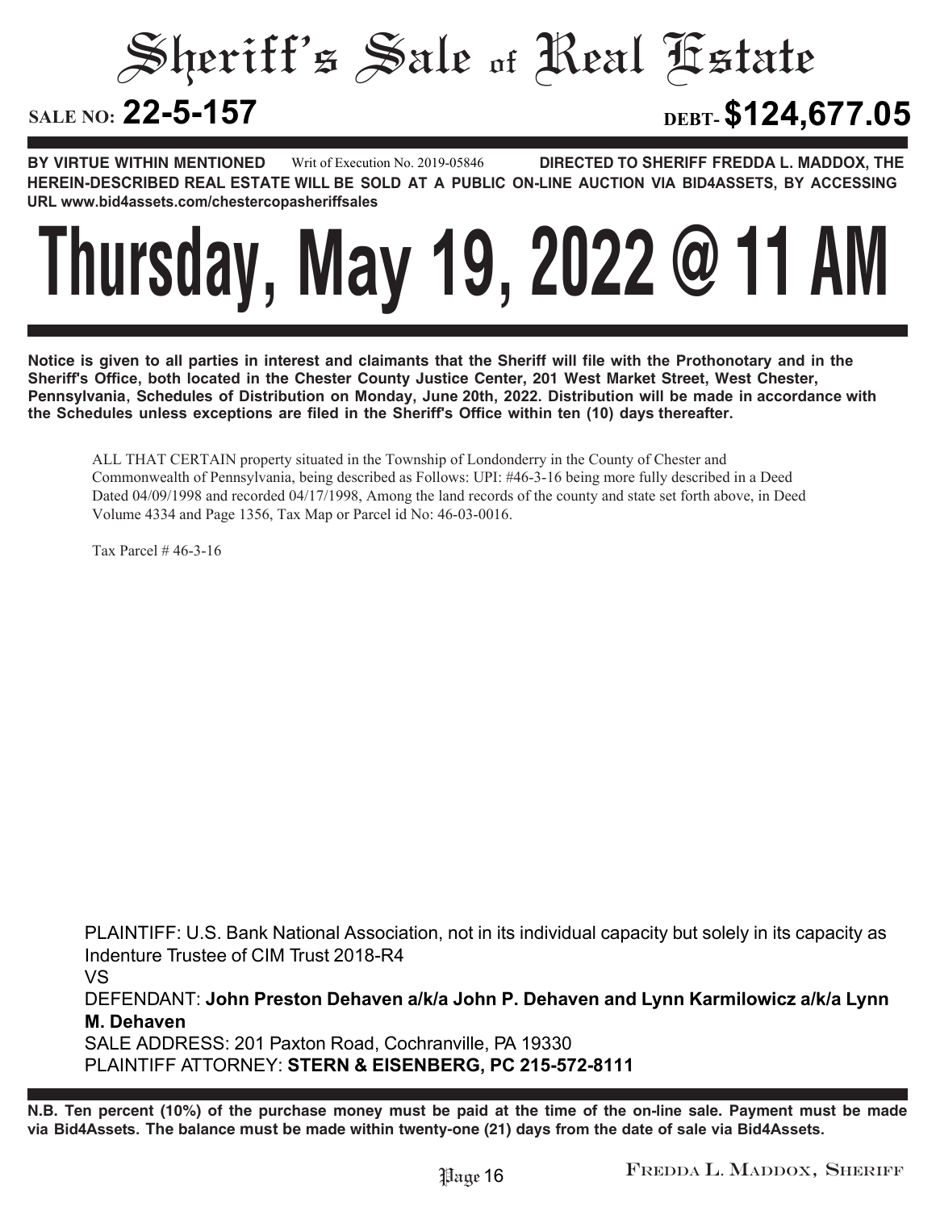# Sheriff's Sale of Real Estate

**SALE NO: 22-5-157** **DEBT- $124,677.05**

**BY VIRTUE WITHIN MENTIONED** Writ of Execution No. 2019-05846 **DIRECTED TO SHERIFF FREDDA L. MADDOX, THE HEREIN-DESCRIBED REAL ESTATE WILL BE SOLD AT A PUBLIC ON-LINE AUCTION VIA BID4ASSETS, BY ACCESSING URL www.bid4assets.com/chestercopasheriffsales**

# Thursday, May 19, 2022 @ 11 AM

**Notice is given to all parties in interest and claimants that the Sheriff will file with the Prothonotary and in the Sheriff's Office, both located in the Chester County Justice Center, 201 West Market Street, West Chester, Pennsylvania, Schedules of Distribution on Monday, June 20th, 2022. Distribution will be made in accordance with the Schedules unless exceptions are filed in the Sheriff's Office within ten (10) days thereafter.**

ALL THAT CERTAIN property situated in the Township of Londonderry in the County of Chester and Commonwealth of Pennsylvania, being described as Follows: UPI: #46-3-16 being more fully described in a Deed Dated 04/09/1998 and recorded 04/17/1998, Among the land records of the county and state set forth above, in Deed Volume 4334 and Page 1356, Tax Map or Parcel id No: 46-03-0016.

Tax Parcel # 46-3-16

PLAINTIFF: U.S. Bank National Association, not in its individual capacity but solely in its capacity as Indenture Trustee of CIM Trust 2018-R4

VS

DEFENDANT: **John Preston Dehaven a/k/a John P. Dehaven and Lynn Karmilowicz a/k/a Lynn M. Dehaven**

SALE ADDRESS: 201 Paxton Road, Cochranville, PA 19330

PLAINTIFF ATTORNEY: **STERN & EISENBERG, PC 215-572-8111**

**N.B. Ten percent (10%) of the purchase money must be paid at the time of the on-line sale. Payment must be made via Bid4Assets. The balance must be made within twenty-one (21) days from the date of sale via Bid4Assets.**

Fredda L. Maddox, Sheriff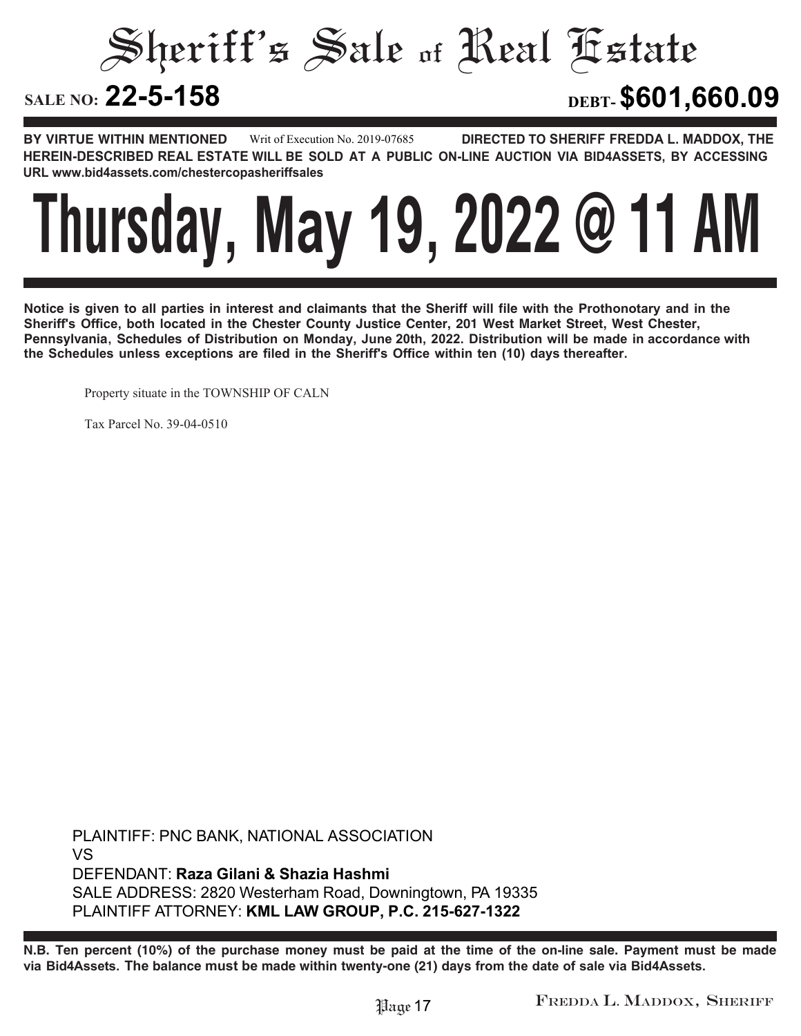# Sheriff's Sale of Real Estate

**SALE NO: 22-5-158** **DEBT- $601,660.09**

**BY VIRTUE WITHIN MENTIONED** Writ of Execution No. 2019-07685 **DIRECTED TO SHERIFF FREDDA L. MADDOX, THE HEREIN-DESCRIBED REAL ESTATE WILL BE SOLD AT A PUBLIC ON-LINE AUCTION VIA BID4ASSETS, BY ACCESSING URL www.bid4assets.com/chestercopasheriffsales**

# Thursday, May 19, 2022 @ 11 AM

**Notice is given to all parties in interest and claimants that the Sheriff will file with the Prothonotary and in the Sheriff's Office, both located in the Chester County Justice Center, 201 West Market Street, West Chester, Pennsylvania, Schedules of Distribution on Monday, June 20th, 2022. Distribution will be made in accordance with the Schedules unless exceptions are filed in the Sheriff's Office within ten (10) days thereafter.**

Property situate in the TOWNSHIP OF CALN

Tax Parcel No. 39-04-0510

PLAINTIFF: PNC BANK, NATIONAL ASSOCIATION
VS
DEFENDANT: **Raza Gilani & Shazia Hashmi**
SALE ADDRESS: 2820 Westerham Road, Downingtown, PA 19335
PLAINTIFF ATTORNEY: **KML LAW GROUP, P.C. 215-627-1322**

**N.B. Ten percent (10%) of the purchase money must be paid at the time of the on-line sale. Payment must be made via Bid4Assets. The balance must be made within twenty-one (21) days from the date of sale via Bid4Assets.**

FREDDA L. MADDOX, SHERIFF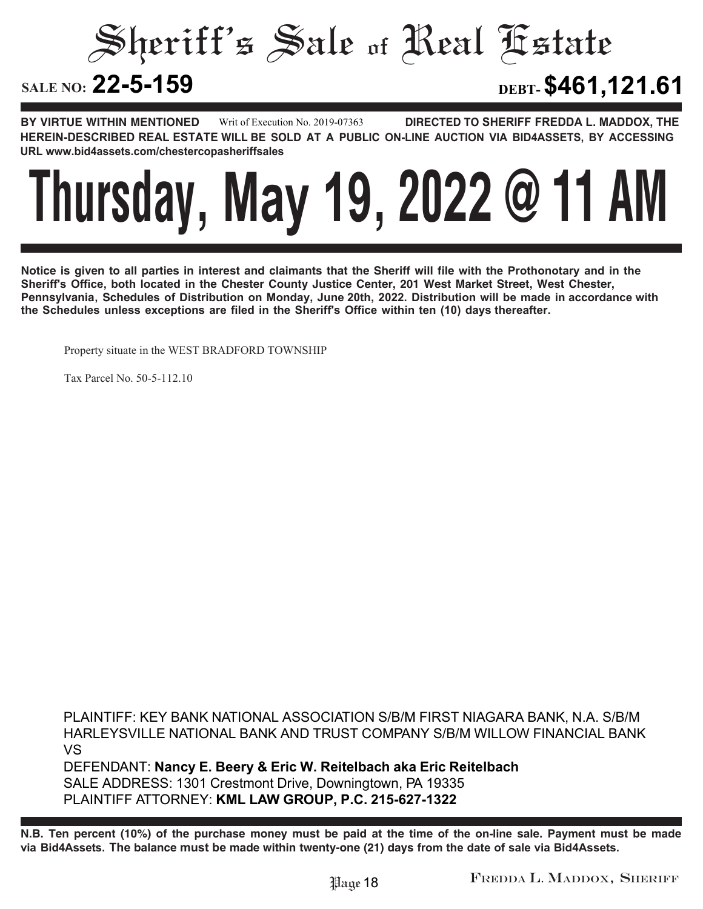# Sheriff's Sale of Real Estate

**SALE NO: 22-5-159** **DEBT- $461,121.61**

**BY VIRTUE WITHIN MENTIONED** Writ of Execution No. 2019-07363 **DIRECTED TO SHERIFF FREDDA L. MADDOX, THE HEREIN-DESCRIBED REAL ESTATE WILL BE SOLD AT A PUBLIC ON-LINE AUCTION VIA BID4ASSETS, BY ACCESSING URL www.bid4assets.com/chestercopasheriffsales**

# Thursday, May 19, 2022 @ 11 AM

**Notice is given to all parties in interest and claimants that the Sheriff will file with the Prothonotary and in the Sheriff's Office, both located in the Chester County Justice Center, 201 West Market Street, West Chester, Pennsylvania, Schedules of Distribution on Monday, June 20th, 2022. Distribution will be made in accordance with the Schedules unless exceptions are filed in the Sheriff's Office within ten (10) days thereafter.**

Property situate in the WEST BRADFORD TOWNSHIP

Tax Parcel No. 50-5-112.10

PLAINTIFF: KEY BANK NATIONAL ASSOCIATION S/B/M FIRST NIAGARA BANK, N.A. S/B/M HARLEYSVILLE NATIONAL BANK AND TRUST COMPANY S/B/M WILLOW FINANCIAL BANK
VS
DEFENDANT: **Nancy E. Beery & Eric W. Reitelbach aka Eric Reitelbach**
SALE ADDRESS: 1301 Crestmont Drive, Downingtown, PA 19335
PLAINTIFF ATTORNEY: **KML LAW GROUP, P.C. 215-627-1322**

**N.B. Ten percent (10%) of the purchase money must be paid at the time of the on-line sale. Payment must be made via Bid4Assets. The balance must be made within twenty-one (21) days from the date of sale via Bid4Assets.**

FREDDA L. MADDOX, SHERIFF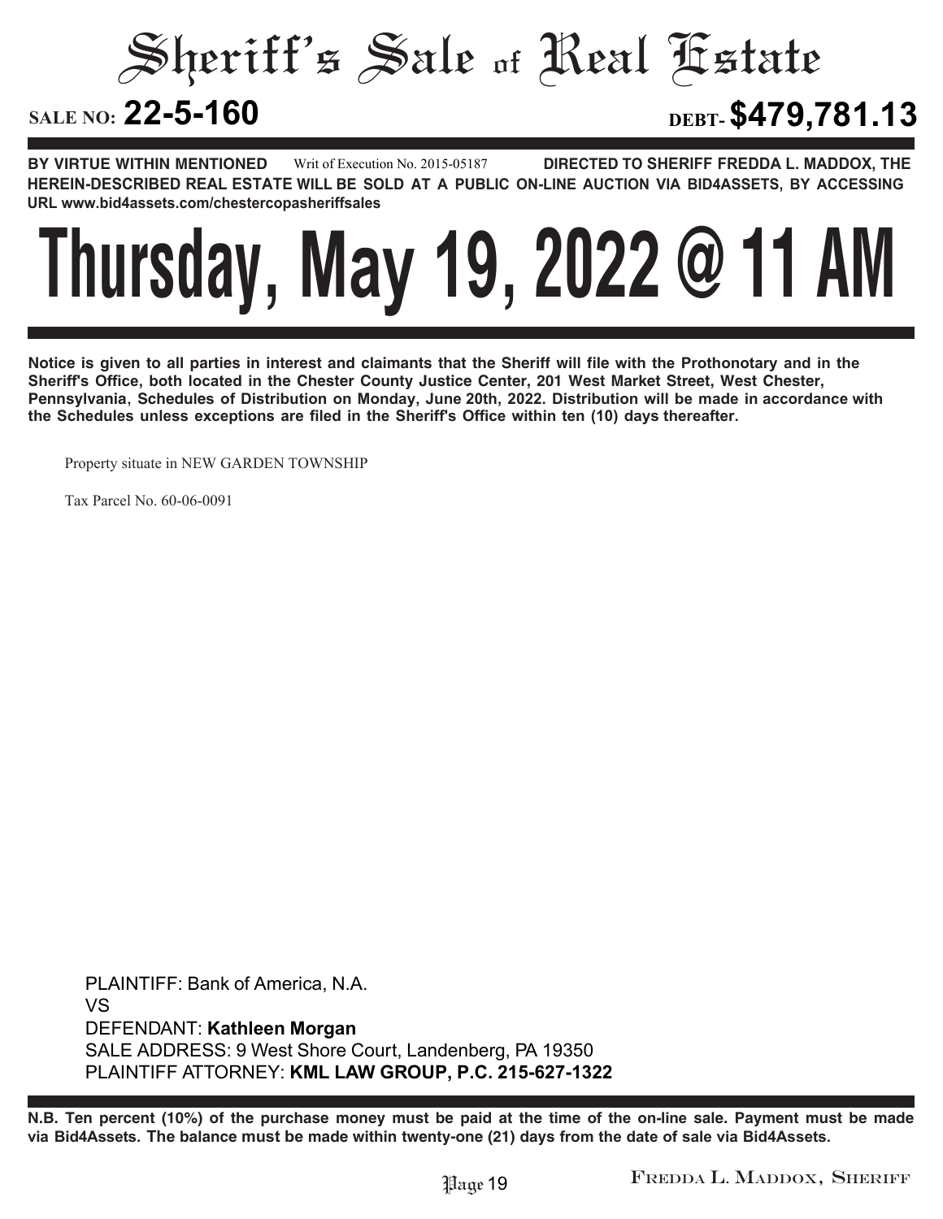# Sheriff's Sale of Real Estate

**SALE NO: 22-5-160** **DEBT- $479,781.13**

**BY VIRTUE WITHIN MENTIONED** Writ of Execution No. 2015-05187 **DIRECTED TO SHERIFF FREDDA L. MADDOX, THE HEREIN-DESCRIBED REAL ESTATE WILL BE SOLD AT A PUBLIC ON-LINE AUCTION VIA BID4ASSETS, BY ACCESSING URL www.bid4assets.com/chestercopasheriffsales**

# Thursday, May 19, 2022 @ 11 AM

**Notice is given to all parties in interest and claimants that the Sheriff will file with the Prothonotary and in the Sheriff's Office, both located in the Chester County Justice Center, 201 West Market Street, West Chester, Pennsylvania, Schedules of Distribution on Monday, June 20th, 2022. Distribution will be made in accordance with the Schedules unless exceptions are filed in the Sheriff's Office within ten (10) days thereafter.**

Property situate in NEW GARDEN TOWNSHIP

Tax Parcel No. 60-06-0091

PLAINTIFF: Bank of America, N.A.
VS
DEFENDANT: **Kathleen Morgan**
SALE ADDRESS: 9 West Shore Court, Landenberg, PA 19350
PLAINTIFF ATTORNEY: **KML LAW GROUP, P.C. 215-627-1322**

**N.B. Ten percent (10%) of the purchase money must be paid at the time of the on-line sale. Payment must be made via Bid4Assets. The balance must be made within twenty-one (21) days from the date of sale via Bid4Assets.**

FREDDA L. MADDOX, SHERIFF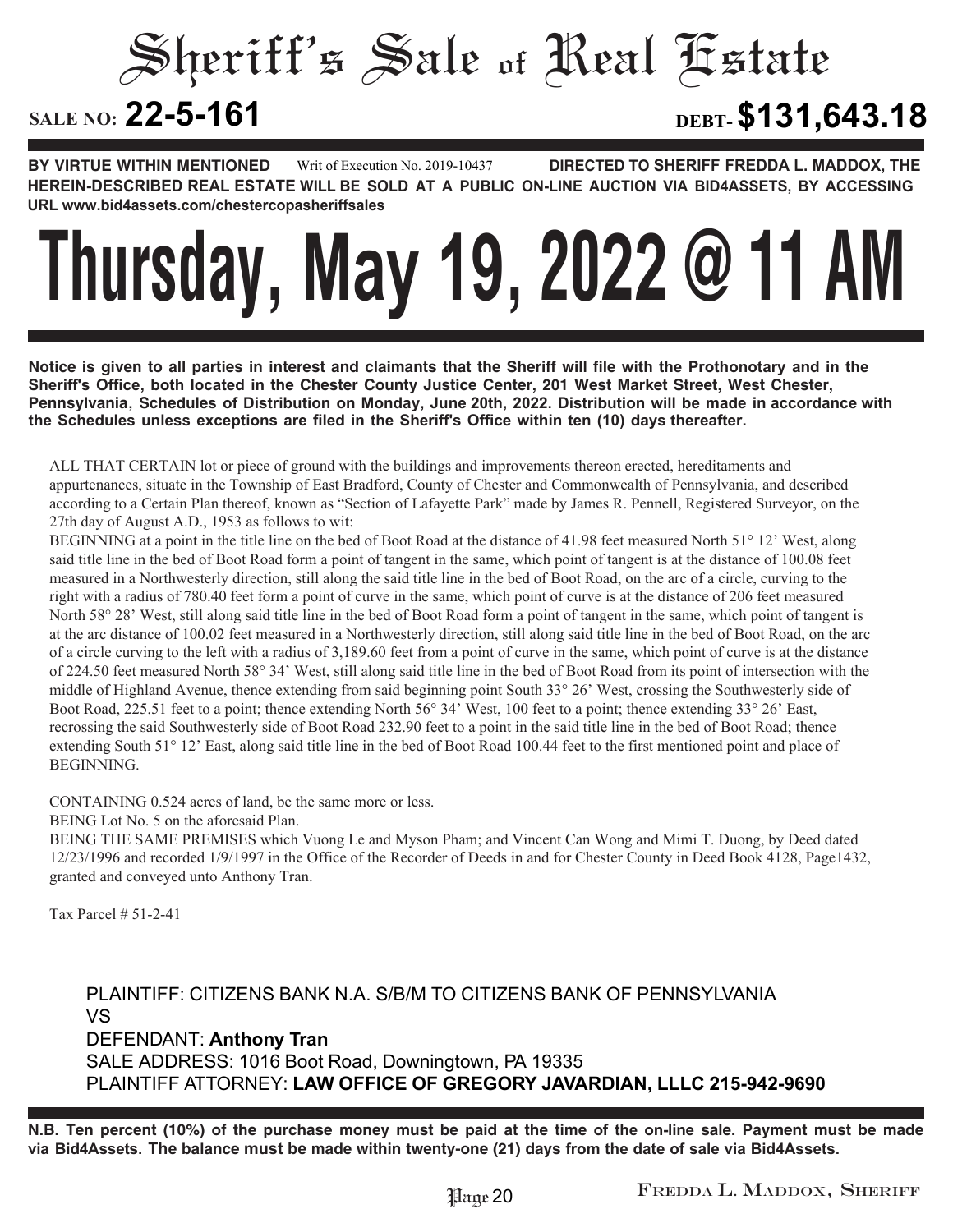# Sheriff's Sale of Real Estate

**SALE NO: 22-5-161** **DEBT- $131,643.18**

**BY VIRTUE WITHIN MENTIONED** Writ of Execution No. 2019-10437 **DIRECTED TO SHERIFF FREDDA L. MADDOX, THE HEREIN-DESCRIBED REAL ESTATE WILL BE SOLD AT A PUBLIC ON-LINE AUCTION VIA BID4ASSETS, BY ACCESSING URL www.bid4assets.com/chestercopasheriffsales**

# Thursday, May 19, 2022 @ 11 AM

**Notice is given to all parties in interest and claimants that the Sheriff will file with the Prothonotary and in the Sheriff's Office, both located in the Chester County Justice Center, 201 West Market Street, West Chester, Pennsylvania, Schedules of Distribution on Monday, June 20th, 2022. Distribution will be made in accordance with the Schedules unless exceptions are filed in the Sheriff's Office within ten (10) days thereafter.**

ALL THAT CERTAIN lot or piece of ground with the buildings and improvements thereon erected, hereditaments and appurtenances, situate in the Township of East Bradford, County of Chester and Commonwealth of Pennsylvania, and described according to a Certain Plan thereof, known as "Section of Lafayette Park" made by James R. Pennell, Registered Surveyor, on the 27th day of August A.D., 1953 as follows to wit:

BEGINNING at a point in the title line on the bed of Boot Road at the distance of 41.98 feet measured North 51° 12' West, along said title line in the bed of Boot Road form a point of tangent in the same, which point of tangent is at the distance of 100.08 feet measured in a Northwesterly direction, still along the said title line in the bed of Boot Road, on the arc of a circle, curving to the right with a radius of 780.40 feet form a point of curve in the same, which point of curve is at the distance of 206 feet measured North 58° 28' West, still along said title line in the bed of Boot Road form a point of tangent in the same, which point of tangent is at the arc distance of 100.02 feet measured in a Northwesterly direction, still along said title line in the bed of Boot Road, on the arc of a circle curving to the left with a radius of 3,189.60 feet from a point of curve in the same, which point of curve is at the distance of 224.50 feet measured North 58° 34' West, still along said title line in the bed of Boot Road from its point of intersection with the middle of Highland Avenue, thence extending from said beginning point South 33° 26' West, crossing the Southwesterly side of Boot Road, 225.51 feet to a point; thence extending North 56° 34' West, 100 feet to a point; thence extending 33° 26' East, recrossing the said Southwesterly side of Boot Road 232.90 feet to a point in the said title line in the bed of Boot Road; thence extending South 51° 12' East, along said title line in the bed of Boot Road 100.44 feet to the first mentioned point and place of BEGINNING.

CONTAINING 0.524 acres of land, be the same more or less.

BEING Lot No. 5 on the aforesaid Plan.

BEING THE SAME PREMISES which Vuong Le and Myson Pham; and Vincent Can Wong and Mimi T. Duong, by Deed dated 12/23/1996 and recorded 1/9/1997 in the Office of the Recorder of Deeds in and for Chester County in Deed Book 4128, Page1432, granted and conveyed unto Anthony Tran.

Tax Parcel # 51-2-41

PLAINTIFF: CITIZENS BANK N.A. S/B/M TO CITIZENS BANK OF PENNSYLVANIA
VS
DEFENDANT: **Anthony Tran**
SALE ADDRESS: 1016 Boot Road, Downingtown, PA 19335
PLAINTIFF ATTORNEY: **LAW OFFICE OF GREGORY JAVARDIAN, LLLC 215-942-9690**

**N.B. Ten percent (10%) of the purchase money must be paid at the time of the on-line sale. Payment must be made via Bid4Assets. The balance must be made within twenty-one (21) days from the date of sale via Bid4Assets.**

FREDDA L. MADDOX, SHERIFF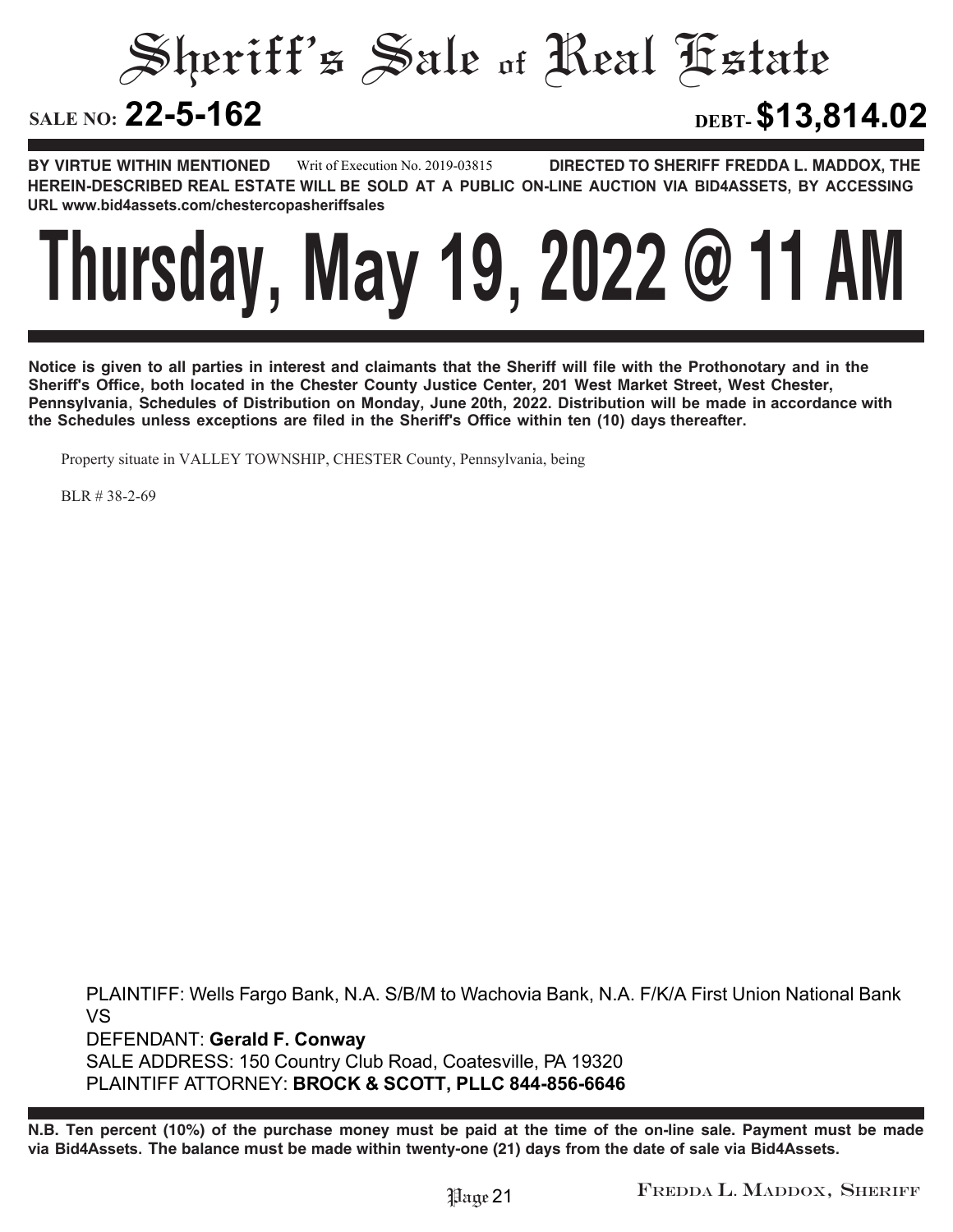# Sheriff's Sale of Real Estate

**SALE NO: 22-5-162** **DEBT- $13,814.02**

**BY VIRTUE WITHIN MENTIONED** Writ of Execution No. 2019-03815 **DIRECTED TO SHERIFF FREDDA L. MADDOX, THE HEREIN-DESCRIBED REAL ESTATE WILL BE SOLD AT A PUBLIC ON-LINE AUCTION VIA BID4ASSETS, BY ACCESSING URL www.bid4assets.com/chestercopasheriffsales**

# Thursday, May 19, 2022 @ 11 AM

**Notice is given to all parties in interest and claimants that the Sheriff will file with the Prothonotary and in the Sheriff's Office, both located in the Chester County Justice Center, 201 West Market Street, West Chester, Pennsylvania, Schedules of Distribution on Monday, June 20th, 2022. Distribution will be made in accordance with the Schedules unless exceptions are filed in the Sheriff's Office within ten (10) days thereafter.**

Property situate in VALLEY TOWNSHIP, CHESTER County, Pennsylvania, being

BLR # 38-2-69

PLAINTIFF: Wells Fargo Bank, N.A. S/B/M to Wachovia Bank, N.A. F/K/A First Union National Bank
VS
DEFENDANT: **Gerald F. Conway**
SALE ADDRESS: 150 Country Club Road, Coatesville, PA 19320
PLAINTIFF ATTORNEY: **BROCK & SCOTT, PLLC 844-856-6646**

**N.B. Ten percent (10%) of the purchase money must be paid at the time of the on-line sale. Payment must be made via Bid4Assets. The balance must be made within twenty-one (21) days from the date of sale via Bid4Assets.**

FREDDA L. MADDOX, SHERIFF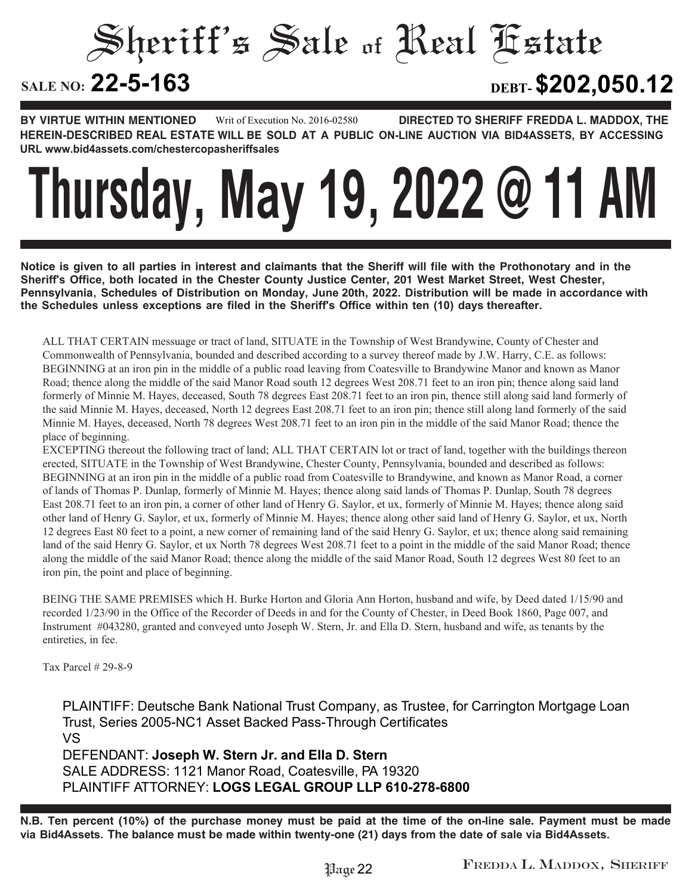# Sheriff's Sale of Real Estate

**SALE NO: 22-5-163** **DEBT- $202,050.12**

**BY VIRTUE WITHIN MENTIONED** Writ of Execution No. 2016-02580 **DIRECTED TO SHERIFF FREDDA L. MADDOX, THE HEREIN-DESCRIBED REAL ESTATE WILL BE SOLD AT A PUBLIC ON-LINE AUCTION VIA BID4ASSETS, BY ACCESSING URL www.bid4assets.com/chestercopasheriffsales**

# Thursday, May 19, 2022 @ 11 AM

**Notice is given to all parties in interest and claimants that the Sheriff will file with the Prothonotary and in the Sheriff's Office, both located in the Chester County Justice Center, 201 West Market Street, West Chester, Pennsylvania, Schedules of Distribution on Monday, June 20th, 2022. Distribution will be made in accordance with the Schedules unless exceptions are filed in the Sheriff's Office within ten (10) days thereafter.**

ALL THAT CERTAIN messuage or tract of land, SITUATE in the Township of West Brandywine, County of Chester and Commonwealth of Pennsylvania, bounded and described according to a survey thereof made by J.W. Harry, C.E. as follows: BEGINNING at an iron pin in the middle of a public road leaving from Coatesville to Brandywine Manor and known as Manor Road; thence along the middle of the said Manor Road south 12 degrees West 208.71 feet to an iron pin; thence along said land formerly of Minnie M. Hayes, deceased, South 78 degrees East 208.71 feet to an iron pin, thence still along said land formerly of the said Minnie M. Hayes, deceased, North 12 degrees East 208.71 feet to an iron pin; thence still along land formerly of the said Minnie M. Hayes, deceased, North 78 degrees West 208.71 feet to an iron pin in the middle of the said Manor Road; thence the place of beginning.

EXCEPTING thereout the following tract of land; ALL THAT CERTAIN lot or tract of land, together with the buildings thereon erected, SITUATE in the Township of West Brandywine, Chester County, Pennsylvania, bounded and described as follows: BEGINNING at an iron pin in the middle of a public road from Coatesville to Brandywine, and known as Manor Road, a corner of lands of Thomas P. Dunlap, formerly of Minnie M. Hayes; thence along said lands of Thomas P. Dunlap, South 78 degrees East 208.71 feet to an iron pin, a corner of other land of Henry G. Saylor, et ux, formerly of Minnie M. Hayes; thence along said other land of Henry G. Saylor, et ux, formerly of Minnie M. Hayes; thence along other said land of Henry G. Saylor, et ux, North 12 degrees East 80 feet to a point, a new corner of remaining land of the said Henry G. Saylor, et ux; thence along said remaining land of the said Henry G. Saylor, et ux North 78 degrees West 208.71 feet to a point in the middle of the said Manor Road; thence along the middle of the said Manor Road; thence along the middle of the said Manor Road, South 12 degrees West 80 feet to an iron pin, the point and place of beginning.

BEING THE SAME PREMISES which H. Burke Horton and Gloria Ann Horton, husband and wife, by Deed dated 1/15/90 and recorded 1/23/90 in the Office of the Recorder of Deeds in and for the County of Chester, in Deed Book 1860, Page 007, and Instrument #043280, granted and conveyed unto Joseph W. Stern, Jr. and Ella D. Stern, husband and wife, as tenants by the entireties, in fee.

Tax Parcel # 29-8-9

PLAINTIFF: Deutsche Bank National Trust Company, as Trustee, for Carrington Mortgage Loan Trust, Series 2005-NC1 Asset Backed Pass-Through Certificates
VS
DEFENDANT: **Joseph W. Stern Jr. and Ella D. Stern**
SALE ADDRESS: 1121 Manor Road, Coatesville, PA 19320
PLAINTIFF ATTORNEY: **LOGS LEGAL GROUP LLP 610-278-6800**

**N.B. Ten percent (10%) of the purchase money must be paid at the time of the on-line sale. Payment must be made via Bid4Assets. The balance must be made within twenty-one (21) days from the date of sale via Bid4Assets.**

FREDDA L. MADDOX, SHERIFF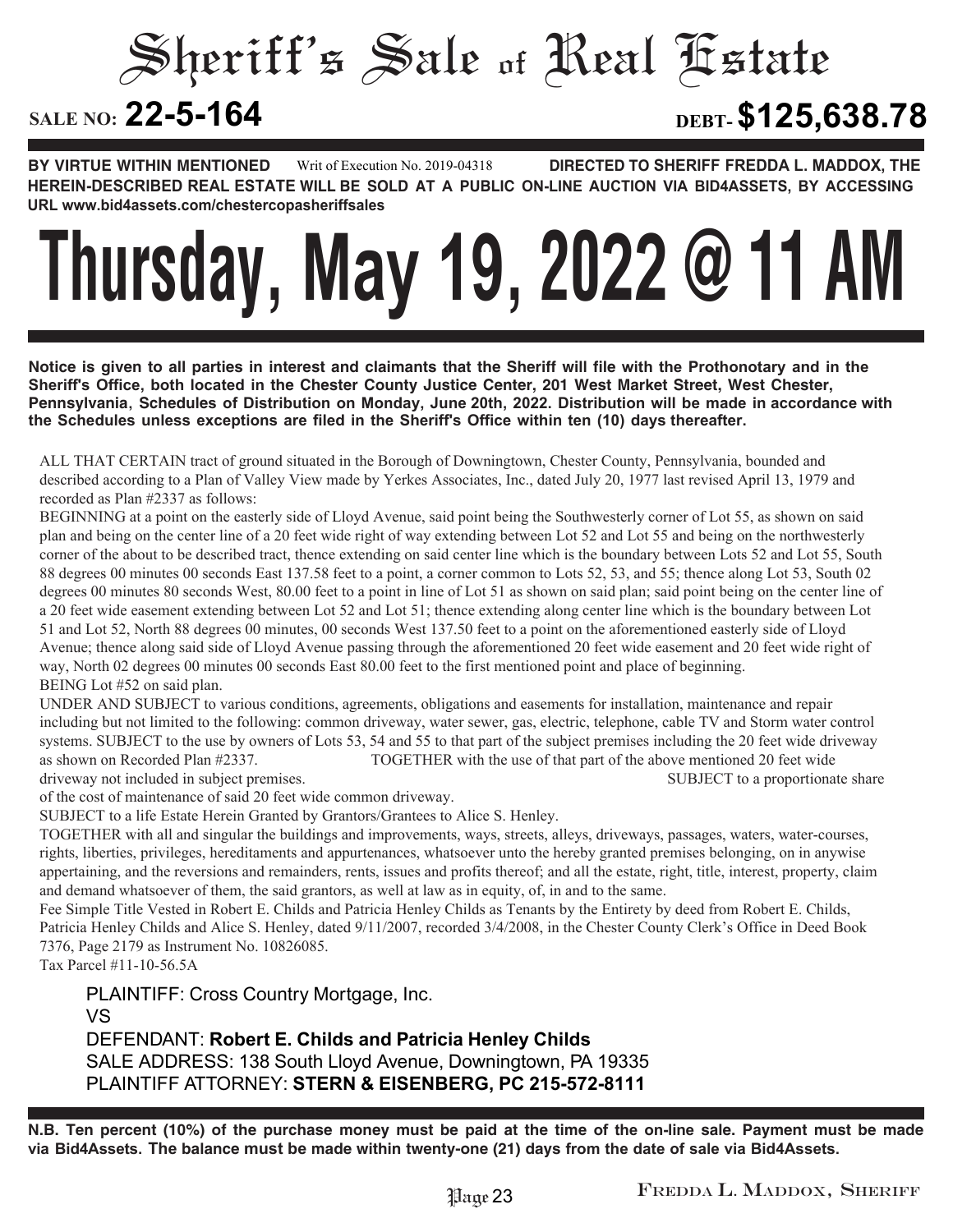# Sheriff's Sale of Real Estate

**SALE NO: 22-5-164** **DEBT- $125,638.78**

**BY VIRTUE WITHIN MENTIONED** Writ of Execution No. 2019-04318 **DIRECTED TO SHERIFF FREDDA L. MADDOX, THE HEREIN-DESCRIBED REAL ESTATE WILL BE SOLD AT A PUBLIC ON-LINE AUCTION VIA BID4ASSETS, BY ACCESSING URL www.bid4assets.com/chestercopasheriffsales**

# Thursday, May 19, 2022 @ 11 AM

**Notice is given to all parties in interest and claimants that the Sheriff will file with the Prothonotary and in the Sheriff's Office, both located in the Chester County Justice Center, 201 West Market Street, West Chester, Pennsylvania, Schedules of Distribution on Monday, June 20th, 2022. Distribution will be made in accordance with the Schedules unless exceptions are filed in the Sheriff's Office within ten (10) days thereafter.**

ALL THAT CERTAIN tract of ground situated in the Borough of Downingtown, Chester County, Pennsylvania, bounded and described according to a Plan of Valley View made by Yerkes Associates, Inc., dated July 20, 1977 last revised April 13, 1979 and recorded as Plan #2337 as follows:

BEGINNING at a point on the easterly side of Lloyd Avenue, said point being the Southwesterly corner of Lot 55, as shown on said plan and being on the center line of a 20 feet wide right of way extending between Lot 52 and Lot 55 and being on the northwesterly corner of the about to be described tract, thence extending on said center line which is the boundary between Lots 52 and Lot 55, South 88 degrees 00 minutes 00 seconds East 137.58 feet to a point, a corner common to Lots 52, 53, and 55; thence along Lot 53, South 02 degrees 00 minutes 80 seconds West, 80.00 feet to a point in line of Lot 51 as shown on said plan; said point being on the center line of a 20 feet wide easement extending between Lot 52 and Lot 51; thence extending along center line which is the boundary between Lot 51 and Lot 52, North 88 degrees 00 minutes, 00 seconds West 137.50 feet to a point on the aforementioned easterly side of Lloyd Avenue; thence along said side of Lloyd Avenue passing through the aforementioned 20 feet wide easement and 20 feet wide right of way, North 02 degrees 00 minutes 00 seconds East 80.00 feet to the first mentioned point and place of beginning.

BEING Lot #52 on said plan.

UNDER AND SUBJECT to various conditions, agreements, obligations and easements for installation, maintenance and repair including but not limited to the following: common driveway, water sewer, gas, electric, telephone, cable TV and Storm water control systems. SUBJECT to the use by owners of Lots 53, 54 and 55 to that part of the subject premises including the 20 feet wide driveway as shown on Recorded Plan #2337. TOGETHER with the use of that part of the above mentioned 20 feet wide driveway not included in subject premises. SUBJECT to a proportionate share of the cost of maintenance of said 20 feet wide common driveway.

SUBJECT to a life Estate Herein Granted by Grantors/Grantees to Alice S. Henley.

TOGETHER with all and singular the buildings and improvements, ways, streets, alleys, driveways, passages, waters, water-courses, rights, liberties, privileges, hereditaments and appurtenances, whatsoever unto the hereby granted premises belonging, on in anywise appertaining, and the reversions and remainders, rents, issues and profits thereof; and all the estate, right, title, interest, property, claim and demand whatsoever of them, the said grantors, as well at law as in equity, of, in and to the same.

Fee Simple Title Vested in Robert E. Childs and Patricia Henley Childs as Tenants by the Entirety by deed from Robert E. Childs, Patricia Henley Childs and Alice S. Henley, dated 9/11/2007, recorded 3/4/2008, in the Chester County Clerk's Office in Deed Book 7376, Page 2179 as Instrument No. 10826085.

Tax Parcel #11-10-56.5A

PLAINTIFF: Cross Country Mortgage, Inc.
VS
DEFENDANT: **Robert E. Childs and Patricia Henley Childs**
SALE ADDRESS: 138 South Lloyd Avenue, Downingtown, PA 19335
PLAINTIFF ATTORNEY: **STERN & EISENBERG, PC 215-572-8111**

**N.B. Ten percent (10%) of the purchase money must be paid at the time of the on-line sale. Payment must be made via Bid4Assets. The balance must be made within twenty-one (21) days from the date of sale via Bid4Assets.**

FREDDA L. MADDOX, SHERIFF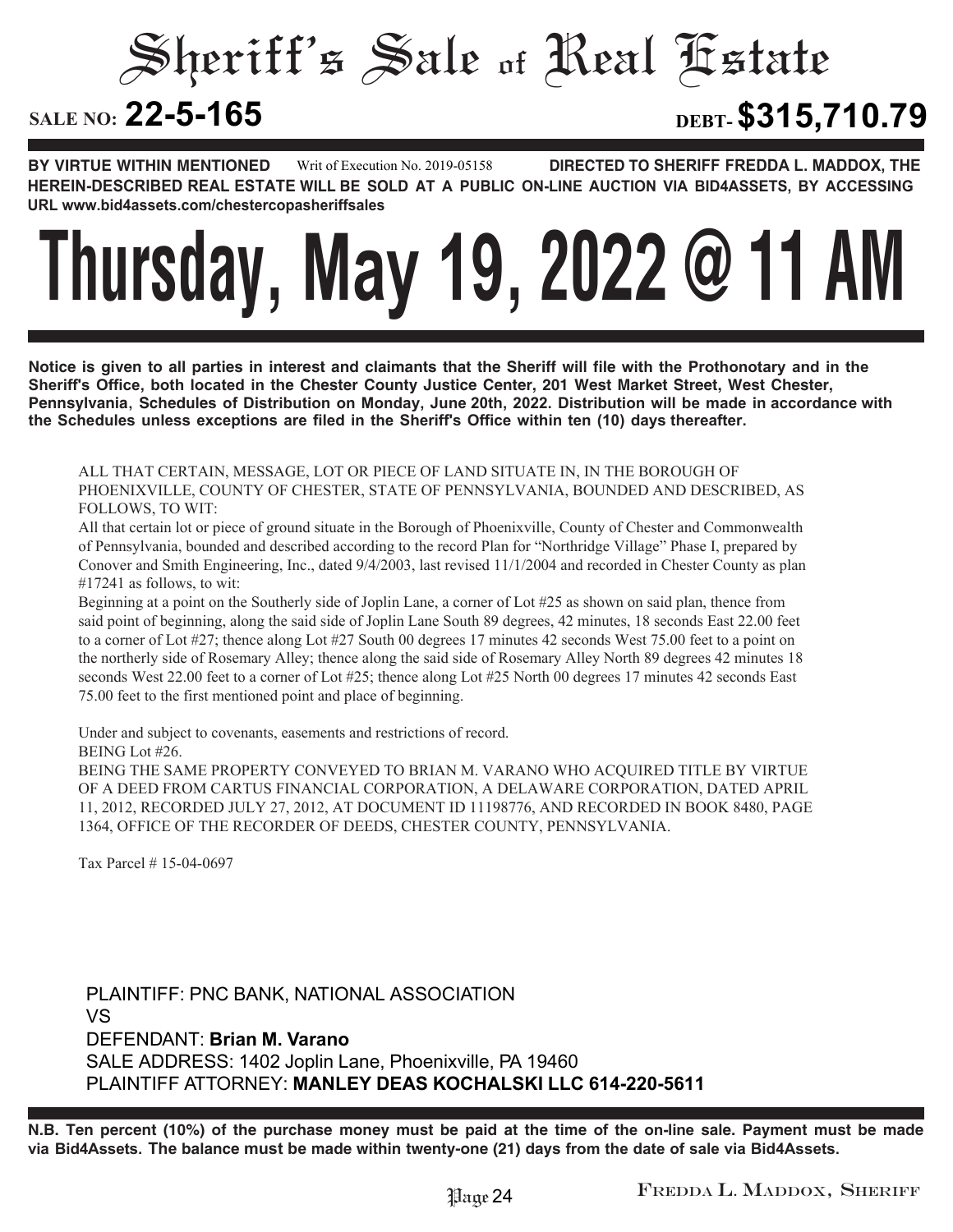# Sheriff's Sale of Real Estate

**SALE NO: 22-5-165** **DEBT- $315,710.79**

**BY VIRTUE WITHIN MENTIONED** Writ of Execution No. 2019-05158 **DIRECTED TO SHERIFF FREDDA L. MADDOX, THE HEREIN-DESCRIBED REAL ESTATE WILL BE SOLD AT A PUBLIC ON-LINE AUCTION VIA BID4ASSETS, BY ACCESSING URL www.bid4assets.com/chestercopasheriffsales**

# Thursday, May 19, 2022 @ 11 AM

**Notice is given to all parties in interest and claimants that the Sheriff will file with the Prothonotary and in the Sheriff's Office, both located in the Chester County Justice Center, 201 West Market Street, West Chester, Pennsylvania, Schedules of Distribution on Monday, June 20th, 2022. Distribution will be made in accordance with the Schedules unless exceptions are filed in the Sheriff's Office within ten (10) days thereafter.**

ALL THAT CERTAIN, MESSAGE, LOT OR PIECE OF LAND SITUATE IN, IN THE BOROUGH OF PHOENIXVILLE, COUNTY OF CHESTER, STATE OF PENNSYLVANIA, BOUNDED AND DESCRIBED, AS FOLLOWS, TO WIT:

All that certain lot or piece of ground situate in the Borough of Phoenixville, County of Chester and Commonwealth of Pennsylvania, bounded and described according to the record Plan for "Northridge Village" Phase I, prepared by Conover and Smith Engineering, Inc., dated 9/4/2003, last revised 11/1/2004 and recorded in Chester County as plan #17241 as follows, to wit:

Beginning at a point on the Southerly side of Joplin Lane, a corner of Lot #25 as shown on said plan, thence from said point of beginning, along the said side of Joplin Lane South 89 degrees, 42 minutes, 18 seconds East 22.00 feet to a corner of Lot #27; thence along Lot #27 South 00 degrees 17 minutes 42 seconds West 75.00 feet to a point on the northerly side of Rosemary Alley; thence along the said side of Rosemary Alley North 89 degrees 42 minutes 18 seconds West 22.00 feet to a corner of Lot #25; thence along Lot #25 North 00 degrees 17 minutes 42 seconds East 75.00 feet to the first mentioned point and place of beginning.

Under and subject to covenants, easements and restrictions of record.

BEING Lot #26.

BEING THE SAME PROPERTY CONVEYED TO BRIAN M. VARANO WHO ACQUIRED TITLE BY VIRTUE OF A DEED FROM CARTUS FINANCIAL CORPORATION, A DELAWARE CORPORATION, DATED APRIL 11, 2012, RECORDED JULY 27, 2012, AT DOCUMENT ID 11198776, AND RECORDED IN BOOK 8480, PAGE 1364, OFFICE OF THE RECORDER OF DEEDS, CHESTER COUNTY, PENNSYLVANIA.

Tax Parcel # 15-04-0697

PLAINTIFF: PNC BANK, NATIONAL ASSOCIATION
VS
DEFENDANT: **Brian M. Varano**
SALE ADDRESS: 1402 Joplin Lane, Phoenixville, PA 19460
PLAINTIFF ATTORNEY: **MANLEY DEAS KOCHALSKI LLC 614-220-5611**

**N.B. Ten percent (10%) of the purchase money must be paid at the time of the on-line sale. Payment must be made via Bid4Assets. The balance must be made within twenty-one (21) days from the date of sale via Bid4Assets.**

FREDDA L. MADDOX, SHERIFF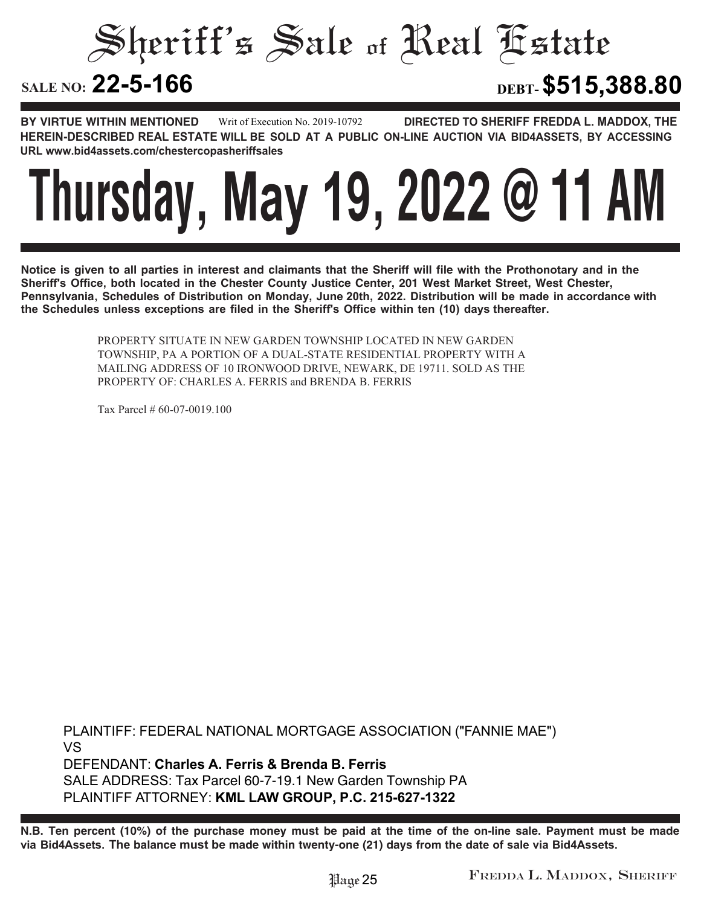# Sheriff's Sale of Real Estate

**SALE NO: 22-5-166** **DEBT- $515,388.80**

**BY VIRTUE WITHIN MENTIONED** Writ of Execution No. 2019-10792 **DIRECTED TO SHERIFF FREDDA L. MADDOX, THE HEREIN-DESCRIBED REAL ESTATE WILL BE SOLD AT A PUBLIC ON-LINE AUCTION VIA BID4ASSETS, BY ACCESSING URL www.bid4assets.com/chestercopasheriffsales**

# Thursday, May 19, 2022 @ 11 AM

**Notice is given to all parties in interest and claimants that the Sheriff will file with the Prothonotary and in the Sheriff's Office, both located in the Chester County Justice Center, 201 West Market Street, West Chester, Pennsylvania, Schedules of Distribution on Monday, June 20th, 2022. Distribution will be made in accordance with the Schedules unless exceptions are filed in the Sheriff's Office within ten (10) days thereafter.**

PROPERTY SITUATE IN NEW GARDEN TOWNSHIP LOCATED IN NEW GARDEN TOWNSHIP, PA A PORTION OF A DUAL-STATE RESIDENTIAL PROPERTY WITH A MAILING ADDRESS OF 10 IRONWOOD DRIVE, NEWARK, DE 19711. SOLD AS THE PROPERTY OF: CHARLES A. FERRIS and BRENDA B. FERRIS

Tax Parcel # 60-07-0019.100

PLAINTIFF: FEDERAL NATIONAL MORTGAGE ASSOCIATION ("FANNIE MAE")
VS
DEFENDANT: **Charles A. Ferris & Brenda B. Ferris**
SALE ADDRESS: Tax Parcel 60-7-19.1 New Garden Township PA
PLAINTIFF ATTORNEY: **KML LAW GROUP, P.C. 215-627-1322**

**N.B. Ten percent (10%) of the purchase money must be paid at the time of the on-line sale. Payment must be made via Bid4Assets. The balance must be made within twenty-one (21) days from the date of sale via Bid4Assets.**

FREDDA L. MADDOX, SHERIFF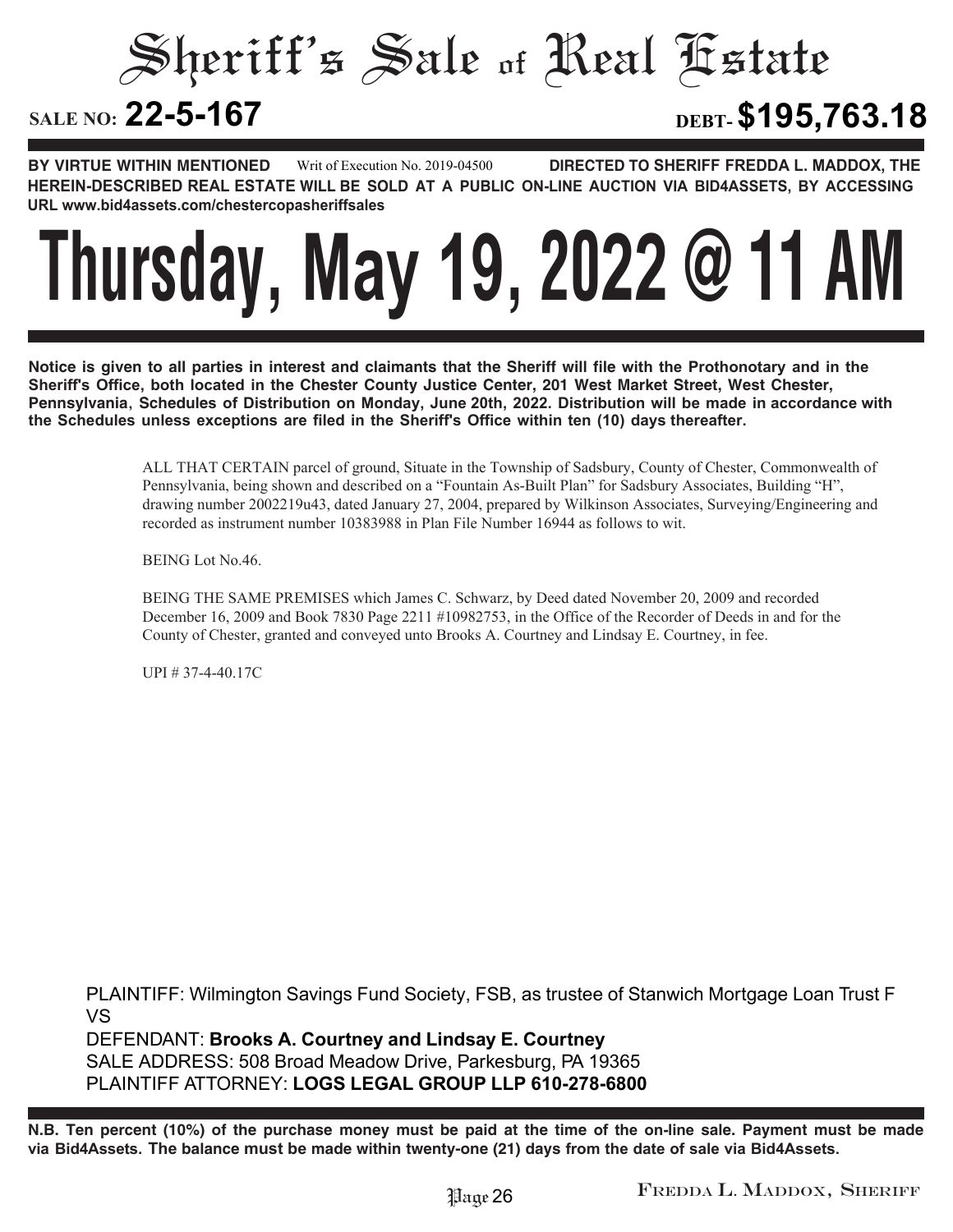# Sheriff's Sale of Real Estate

**SALE NO: 22-5-167** **DEBT- $195,763.18**

**BY VIRTUE WITHIN MENTIONED** Writ of Execution No. 2019-04500 **DIRECTED TO SHERIFF FREDDA L. MADDOX, THE HEREIN-DESCRIBED REAL ESTATE WILL BE SOLD AT A PUBLIC ON-LINE AUCTION VIA BID4ASSETS, BY ACCESSING URL www.bid4assets.com/chestercopasheriffsales**

# Thursday, May 19, 2022 @ 11 AM

**Notice is given to all parties in interest and claimants that the Sheriff will file with the Prothonotary and in the Sheriff's Office, both located in the Chester County Justice Center, 201 West Market Street, West Chester, Pennsylvania, Schedules of Distribution on Monday, June 20th, 2022. Distribution will be made in accordance with the Schedules unless exceptions are filed in the Sheriff's Office within ten (10) days thereafter.**

ALL THAT CERTAIN parcel of ground, Situate in the Township of Sadsbury, County of Chester, Commonwealth of Pennsylvania, being shown and described on a "Fountain As-Built Plan" for Sadsbury Associates, Building "H", drawing number 2002219u43, dated January 27, 2004, prepared by Wilkinson Associates, Surveying/Engineering and recorded as instrument number 10383988 in Plan File Number 16944 as follows to wit.

BEING Lot No.46.

BEING THE SAME PREMISES which James C. Schwarz, by Deed dated November 20, 2009 and recorded December 16, 2009 and Book 7830 Page 2211 #10982753, in the Office of the Recorder of Deeds in and for the County of Chester, granted and conveyed unto Brooks A. Courtney and Lindsay E. Courtney, in fee.

UPI # 37-4-40.17C

PLAINTIFF: Wilmington Savings Fund Society, FSB, as trustee of Stanwich Mortgage Loan Trust F
VS
DEFENDANT: **Brooks A. Courtney and Lindsay E. Courtney**
SALE ADDRESS: 508 Broad Meadow Drive, Parkesburg, PA 19365
PLAINTIFF ATTORNEY: **LOGS LEGAL GROUP LLP 610-278-6800**

**N.B. Ten percent (10%) of the purchase money must be paid at the time of the on-line sale. Payment must be made via Bid4Assets. The balance must be made within twenty-one (21) days from the date of sale via Bid4Assets.**

FREDDA L. MADDOX, SHERIFF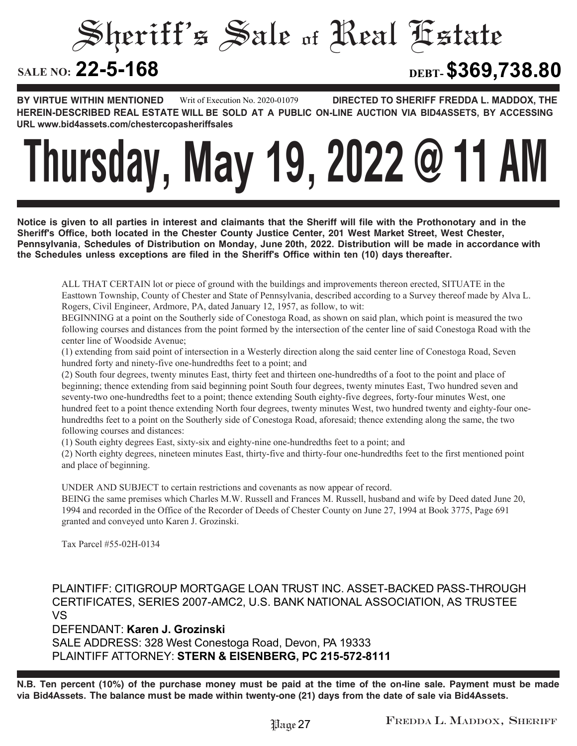# Sheriff's Sale of Real Estate

**SALE NO: 22-5-168** **DEBT- $369,738.80**

**BY VIRTUE WITHIN MENTIONED** Writ of Execution No. 2020-01079 **DIRECTED TO SHERIFF FREDDA L. MADDOX, THE HEREIN-DESCRIBED REAL ESTATE WILL BE SOLD AT A PUBLIC ON-LINE AUCTION VIA BID4ASSETS, BY ACCESSING URL www.bid4assets.com/chestercopasheriffsales**

# Thursday, May 19, 2022 @ 11 AM

**Notice is given to all parties in interest and claimants that the Sheriff will file with the Prothonotary and in the Sheriff's Office, both located in the Chester County Justice Center, 201 West Market Street, West Chester, Pennsylvania, Schedules of Distribution on Monday, June 20th, 2022. Distribution will be made in accordance with the Schedules unless exceptions are filed in the Sheriff's Office within ten (10) days thereafter.**

ALL THAT CERTAIN lot or piece of ground with the buildings and improvements thereon erected, SITUATE in the Easttown Township, County of Chester and State of Pennsylvania, described according to a Survey thereof made by Alva L. Rogers, Civil Engineer, Ardmore, PA, dated January 12, 1957, as follow, to wit:

BEGINNING at a point on the Southerly side of Conestoga Road, as shown on said plan, which point is measured the two following courses and distances from the point formed by the intersection of the center line of said Conestoga Road with the center line of Woodside Avenue;

(1) extending from said point of intersection in a Westerly direction along the said center line of Conestoga Road, Seven hundred forty and ninety-five one-hundredths feet to a point; and

(2) South four degrees, twenty minutes East, thirty feet and thirteen one-hundredths of a foot to the point and place of beginning; thence extending from said beginning point South four degrees, twenty minutes East, Two hundred seven and seventy-two one-hundredths feet to a point; thence extending South eighty-five degrees, forty-four minutes West, one hundred feet to a point thence extending North four degrees, twenty minutes West, two hundred twenty and eighty-four one-hundredths feet to a point on the Southerly side of Conestoga Road, aforesaid; thence extending along the same, the two following courses and distances:

(1) South eighty degrees East, sixty-six and eighty-nine one-hundredths feet to a point; and

(2) North eighty degrees, nineteen minutes East, thirty-five and thirty-four one-hundredths feet to the first mentioned point and place of beginning.

UNDER AND SUBJECT to certain restrictions and covenants as now appear of record.

BEING the same premises which Charles M.W. Russell and Frances M. Russell, husband and wife by Deed dated June 20, 1994 and recorded in the Office of the Recorder of Deeds of Chester County on June 27, 1994 at Book 3775, Page 691 granted and conveyed unto Karen J. Grozinski.

Tax Parcel #55-02H-0134

PLAINTIFF: CITIGROUP MORTGAGE LOAN TRUST INC. ASSET-BACKED PASS-THROUGH CERTIFICATES, SERIES 2007-AMC2, U.S. BANK NATIONAL ASSOCIATION, AS TRUSTEE
VS
DEFENDANT: **Karen J. Grozinski**
SALE ADDRESS: 328 West Conestoga Road, Devon, PA 19333
PLAINTIFF ATTORNEY: **STERN & EISENBERG, PC 215-572-8111**

**N.B. Ten percent (10%) of the purchase money must be paid at the time of the on-line sale. Payment must be made via Bid4Assets. The balance must be made within twenty-one (21) days from the date of sale via Bid4Assets.**

FREDDA L. MADDOX, SHERIFF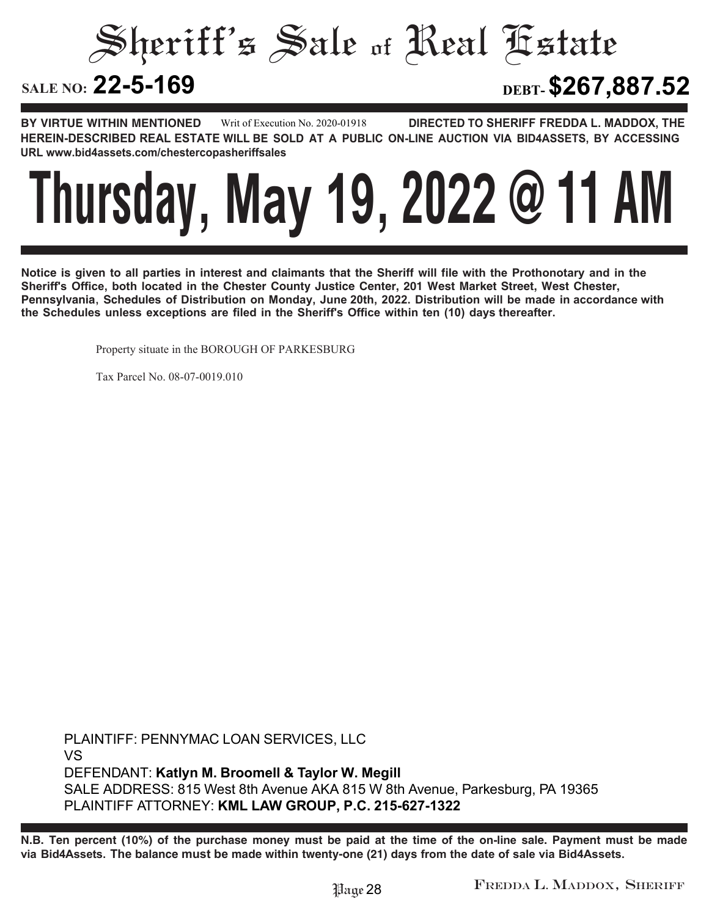# Sheriff's Sale of Real Estate

**SALE NO: 22-5-169** **DEBT- $267,887.52**

**BY VIRTUE WITHIN MENTIONED** Writ of Execution No. 2020-01918 **DIRECTED TO SHERIFF FREDDA L. MADDOX, THE HEREIN-DESCRIBED REAL ESTATE WILL BE SOLD AT A PUBLIC ON-LINE AUCTION VIA BID4ASSETS, BY ACCESSING URL www.bid4assets.com/chestercopasheriffsales**

# Thursday, May 19, 2022 @ 11 AM

**Notice is given to all parties in interest and claimants that the Sheriff will file with the Prothonotary and in the Sheriff's Office, both located in the Chester County Justice Center, 201 West Market Street, West Chester, Pennsylvania, Schedules of Distribution on Monday, June 20th, 2022. Distribution will be made in accordance with the Schedules unless exceptions are filed in the Sheriff's Office within ten (10) days thereafter.**

Property situate in the BOROUGH OF PARKESBURG

Tax Parcel No. 08-07-0019.010

PLAINTIFF: PENNYMAC LOAN SERVICES, LLC
VS
DEFENDANT: **Katlyn M. Broomell & Taylor W. Megill**
SALE ADDRESS: 815 West 8th Avenue AKA 815 W 8th Avenue, Parkesburg, PA 19365
PLAINTIFF ATTORNEY: **KML LAW GROUP, P.C. 215-627-1322**

**N.B. Ten percent (10%) of the purchase money must be paid at the time of the on-line sale. Payment must be made via Bid4Assets. The balance must be made within twenty-one (21) days from the date of sale via Bid4Assets.**

FREDDA L. MADDOX, SHERIFF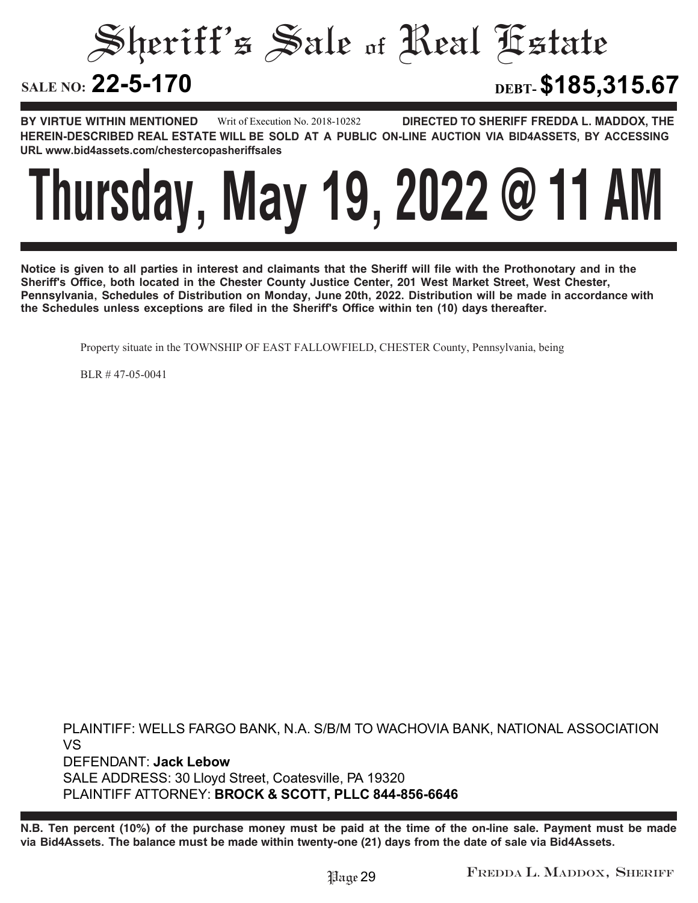# Sheriff's Sale of Real Estate

**SALE NO: 22-5-170** **DEBT- $185,315.67**

**BY VIRTUE WITHIN MENTIONED** Writ of Execution No. 2018-10282 **DIRECTED TO SHERIFF FREDDA L. MADDOX, THE HEREIN-DESCRIBED REAL ESTATE WILL BE SOLD AT A PUBLIC ON-LINE AUCTION VIA BID4ASSETS, BY ACCESSING URL www.bid4assets.com/chestercopasheriffsales**

# Thursday, May 19, 2022 @ 11 AM

**Notice is given to all parties in interest and claimants that the Sheriff will file with the Prothonotary and in the Sheriff's Office, both located in the Chester County Justice Center, 201 West Market Street, West Chester, Pennsylvania, Schedules of Distribution on Monday, June 20th, 2022. Distribution will be made in accordance with the Schedules unless exceptions are filed in the Sheriff's Office within ten (10) days thereafter.**

Property situate in the TOWNSHIP OF EAST FALLOWFIELD, CHESTER County, Pennsylvania, being

BLR # 47-05-0041

PLAINTIFF: WELLS FARGO BANK, N.A. S/B/M TO WACHOVIA BANK, NATIONAL ASSOCIATION
VS
DEFENDANT: **Jack Lebow**
SALE ADDRESS: 30 Lloyd Street, Coatesville, PA 19320
PLAINTIFF ATTORNEY: **BROCK & SCOTT, PLLC 844-856-6646**

**N.B. Ten percent (10%) of the purchase money must be paid at the time of the on-line sale. Payment must be made via Bid4Assets. The balance must be made within twenty-one (21) days from the date of sale via Bid4Assets.**

FREDDA L. MADDOX, SHERIFF